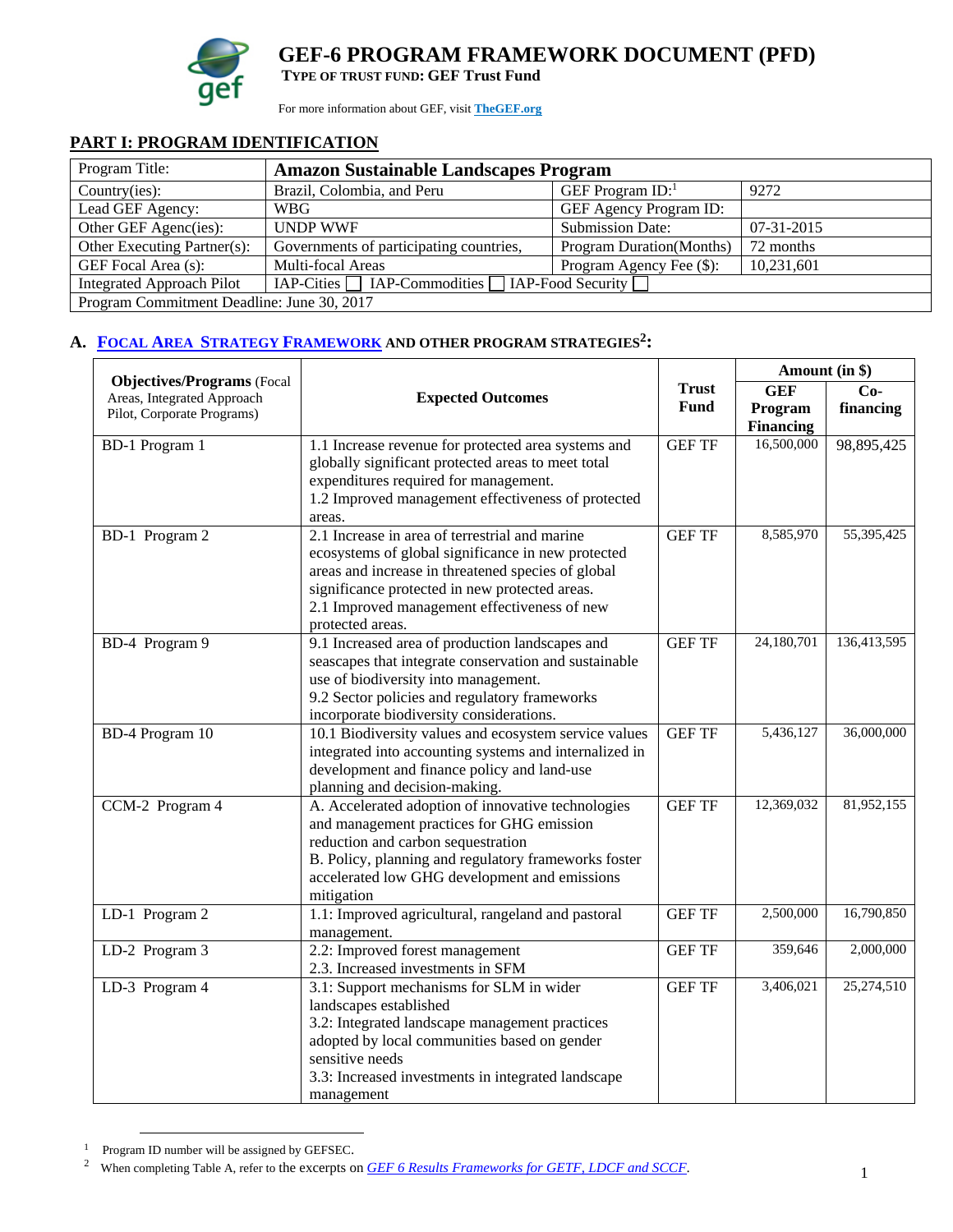# GEF-6 PROGRAM FRAMEWORK DOCUMENT (PFD)

**TYPE OF TRUST FUND: GEF Trust Fund**

For more information about GEF, visit TheGEF.org

## PART I: PROGRAM IDENTIFICATION

| Program Title: | **Amazon Sustainable Landscapes Program** | | |
|---|---|---|---|
| Country(ies): | Brazil, Colombia, and Peru | GEF Program ID:[1] | 9272 |
| Lead GEF Agency: | WBG | GEF Agency Program ID: | |
| Other GEF Agenc(ies): | UNDP WWF | Submission Date: | 07-31-2015 |
| Other Executing Partner(s): | Governments of participating countries, | Program Duration(Months) | 72 months |
| GEF Focal Area (s): | Multi-focal Areas | Program Agency Fee ($): | 10,231,601 |
| Integrated Approach Pilot | IAP-Cities ☐ IAP-Commodities ☐ IAP-Food Security ☐ | | |
| Program Commitment Deadline: June 30, 2017 | | | |

### A. FOCAL AREA STRATEGY FRAMEWORK AND OTHER PROGRAM STRATEGIES[2]:

| **Objectives/Programs** (Focal Areas, Integrated Approach Pilot, Corporate Programs) | **Expected Outcomes** | **Trust Fund** | **Amount (in $)** | |
|---|---|---|---|---|
| | | | **GEF Program Financing** | **Co-financing** |
| BD-1 Program 1 | 1.1 Increase revenue for protected area systems and globally significant protected areas to meet total expenditures required for management.<br>1.2 Improved management effectiveness of protected areas. | GEF TF | 16,500,000 | 98,895,425 |
| BD-1 Program 2 | 2.1 Increase in area of terrestrial and marine ecosystems of global significance in new protected areas and increase in threatened species of global significance protected in new protected areas.<br>2.1 Improved management effectiveness of new protected areas. | GEF TF | 8,585,970 | 55,395,425 |
| BD-4 Program 9 | 9.1 Increased area of production landscapes and seascapes that integrate conservation and sustainable use of biodiversity into management.<br>9.2 Sector policies and regulatory frameworks incorporate biodiversity considerations. | GEF TF | 24,180,701 | 136,413,595 |
| BD-4 Program 10 | 10.1 Biodiversity values and ecosystem service values integrated into accounting systems and internalized in development and finance policy and land-use planning and decision-making. | GEF TF | 5,436,127 | 36,000,000 |
| CCM-2 Program 4 | A. Accelerated adoption of innovative technologies and management practices for GHG emission reduction and carbon sequestration<br>B. Policy, planning and regulatory frameworks foster accelerated low GHG development and emissions mitigation | GEF TF | 12,369,032 | 81,952,155 |
| LD-1 Program 2 | 1.1: Improved agricultural, rangeland and pastoral management. | GEF TF | 2,500,000 | 16,790,850 |
| LD-2 Program 3 | 2.2: Improved forest management<br>2.3. Increased investments in SFM | GEF TF | 359,646 | 2,000,000 |
| LD-3 Program 4 | 3.1: Support mechanisms for SLM in wider landscapes established<br>3.2: Integrated landscape management practices adopted by local communities based on gender sensitive needs<br>3.3: Increased investments in integrated landscape management | GEF TF | 3,406,021 | 25,274,510 |

[1] Program ID number will be assigned by GEFSEC.

[2] When completing Table A, refer to the excerpts on *GEF 6 Results Frameworks for GETF, LDCF and SCCF*.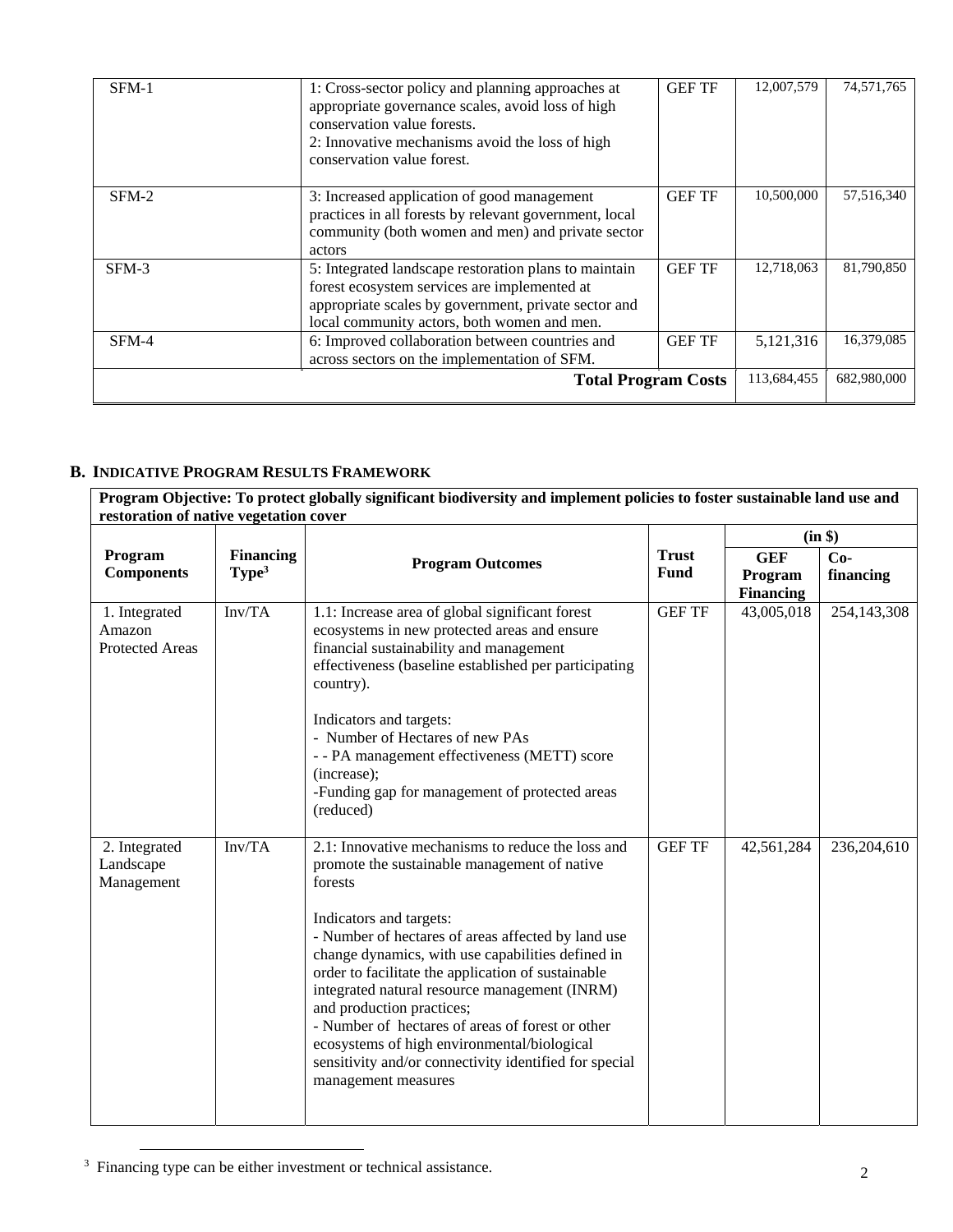| SFM-1 | 1: Cross-sector policy and planning approaches at appropriate governance scales, avoid loss of high conservation value forests.<br>2: Innovative mechanisms avoid the loss of high conservation value forest. | GEF TF | 12,007,579 | 74,571,765 |
|---|---|---|---|---|
| SFM-2 | 3: Increased application of good management practices in all forests by relevant government, local community (both women and men) and private sector actors | GEF TF | 10,500,000 | 57,516,340 |
| SFM-3 | 5: Integrated landscape restoration plans to maintain forest ecosystem services are implemented at appropriate scales by government, private sector and local community actors, both women and men. | GEF TF | 12,718,063 | 81,790,850 |
| SFM-4 | 6: Improved collaboration between countries and across sectors on the implementation of SFM. | GEF TF | 5,121,316 | 16,379,085 |
| | | **Total Program Costs** | 113,684,455 | 682,980,000 |

## B. INDICATIVE PROGRAM RESULTS FRAMEWORK

**Program Objective: To protect globally significant biodiversity and implement policies to foster sustainable land use and restoration of native vegetation cover**

| Program Components | Financing Type[3] | Program Outcomes | Trust Fund | (in $) GEF Program Financing | Co-financing |
|---|---|---|---|---|---|
| 1. Integrated Amazon Protected Areas | Inv/TA | 1.1: Increase area of global significant forest ecosystems in new protected areas and ensure financial sustainability and management effectiveness (baseline established per participating country).<br><br>Indicators and targets:<br>- Number of Hectares of new PAs<br>- - PA management effectiveness (METT) score (increase);<br>-Funding gap for management of protected areas (reduced) | GEF TF | 43,005,018 | 254,143,308 |
| 2. Integrated Landscape Management | Inv/TA | 2.1: Innovative mechanisms to reduce the loss and promote the sustainable management of native forests<br><br>Indicators and targets:<br>- Number of hectares of areas affected by land use change dynamics, with use capabilities defined in order to facilitate the application of sustainable integrated natural resource management (INRM) and production practices;<br>- Number of hectares of areas of forest or other ecosystems of high environmental/biological sensitivity and/or connectivity identified for special management measures | GEF TF | 42,561,284 | 236,204,610 |

[3] Financing type can be either investment or technical assistance.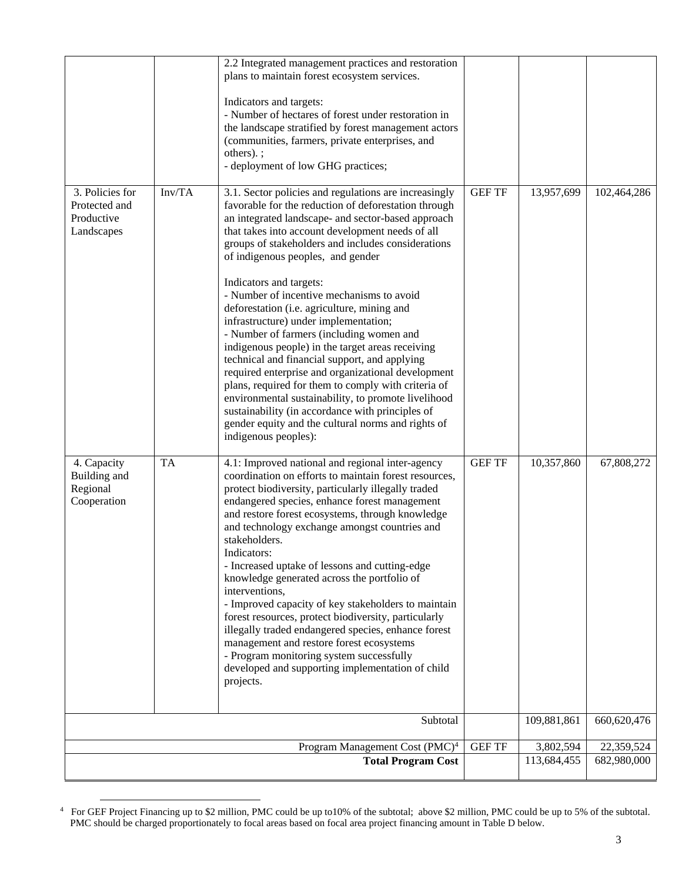| | | | | | |
|---|---|---|---|---|---|
| | | 2.2 Integrated management practices and restoration plans to maintain forest ecosystem services.<br><br>Indicators and targets:<br>- Number of hectares of forest under restoration in the landscape stratified by forest management actors (communities, farmers, private enterprises, and others). ;<br>- deployment of low GHG practices; | | | |
| 3. Policies for Protected and Productive Landscapes | Inv/TA | 3.1. Sector policies and regulations are increasingly favorable for the reduction of deforestation through an integrated landscape- and sector-based approach that takes into account development needs of all groups of stakeholders and includes considerations of indigenous peoples, and gender<br><br>Indicators and targets:<br>- Number of incentive mechanisms to avoid deforestation (i.e. agriculture, mining and infrastructure) under implementation;<br>- Number of farmers (including women and indigenous people) in the target areas receiving technical and financial support, and applying required enterprise and organizational development plans, required for them to comply with criteria of environmental sustainability, to promote livelihood sustainability (in accordance with principles of gender equity and the cultural norms and rights of indigenous peoples): | GEF TF | 13,957,699 | 102,464,286 |
| 4. Capacity Building and Regional Cooperation | TA | 4.1: Improved national and regional inter-agency coordination on efforts to maintain forest resources, protect biodiversity, particularly illegally traded endangered species, enhance forest management and restore forest ecosystems, through knowledge and technology exchange amongst countries and stakeholders.<br>Indicators:<br>- Increased uptake of lessons and cutting-edge knowledge generated across the portfolio of interventions,<br>- Improved capacity of key stakeholders to maintain forest resources, protect biodiversity, particularly illegally traded endangered species, enhance forest management and restore forest ecosystems<br>- Program monitoring system successfully developed and supporting implementation of child projects. | GEF TF | 10,357,860 | 67,808,272 |
| | | Subtotal | | 109,881,861 | 660,620,476 |
| | | Program Management Cost (PMC)[4] | GEF TF | 3,802,594 | 22,359,524 |
| | | **Total Program Cost** | | 113,684,455 | 682,980,000 |

[4] For GEF Project Financing up to $2 million, PMC could be up to10% of the subtotal; above $2 million, PMC could be up to 5% of the subtotal. PMC should be charged proportionately to focal areas based on focal area project financing amount in Table D below.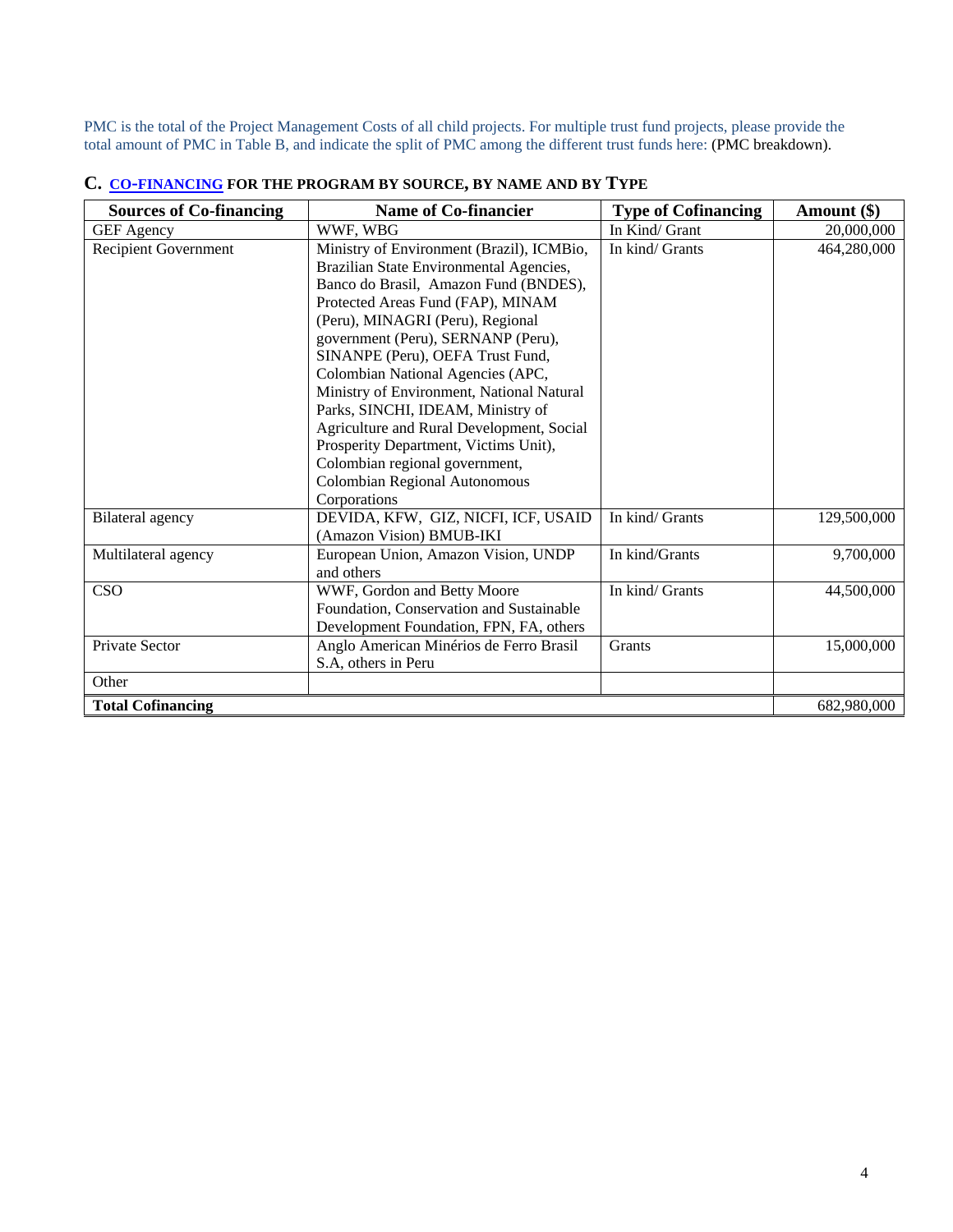PMC is the total of the Project Management Costs of all child projects. For multiple trust fund projects, please provide the total amount of PMC in Table B, and indicate the split of PMC among the different trust funds here: (PMC breakdown).

## C. CO-FINANCING FOR THE PROGRAM BY SOURCE, BY NAME AND BY TYPE

| Sources of Co-financing | Name of Co-financier | Type of Cofinancing | Amount ($) |
|---|---|---|---|
| GEF Agency | WWF, WBG | In Kind/ Grant | 20,000,000 |
| Recipient Government | Ministry of Environment (Brazil), ICMBio, Brazilian State Environmental Agencies, Banco do Brasil, Amazon Fund (BNDES), Protected Areas Fund (FAP), MINAM (Peru), MINAGRI (Peru), Regional government (Peru), SERNANP (Peru), SINANPE (Peru), OEFA Trust Fund, Colombian National Agencies (APC, Ministry of Environment, National Natural Parks, SINCHI, IDEAM, Ministry of Agriculture and Rural Development, Social Prosperity Department, Victims Unit), Colombian regional government, Colombian Regional Autonomous Corporations | In kind/ Grants | 464,280,000 |
| Bilateral agency | DEVIDA, KFW, GIZ, NICFI, ICF, USAID (Amazon Vision) BMUB-IKI | In kind/ Grants | 129,500,000 |
| Multilateral agency | European Union, Amazon Vision, UNDP and others | In kind/Grants | 9,700,000 |
| CSO | WWF, Gordon and Betty Moore Foundation, Conservation and Sustainable Development Foundation, FPN, FA, others | In kind/ Grants | 44,500,000 |
| Private Sector | Anglo American Minérios de Ferro Brasil S.A, others in Peru | Grants | 15,000,000 |
| Other | | | |
| **Total Cofinancing** | | | 682,980,000 |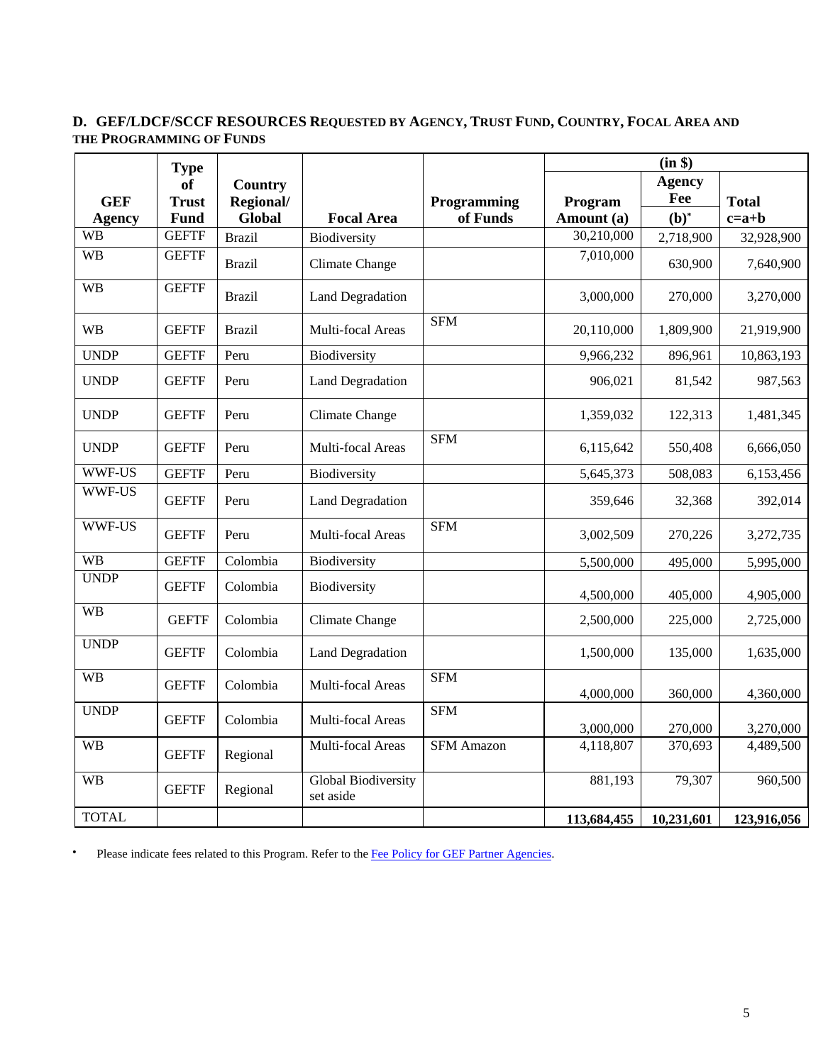## D. GEF/LDCF/SCCF RESOURCES REQUESTED BY AGENCY, TRUST FUND, COUNTRY, FOCAL AREA AND THE PROGRAMMING OF FUNDS

| GEF Agency | Type of Trust Fund | Country Regional/ Global | Focal Area | Programming of Funds | (in $) Program Amount (a) | Agency Fee (b)* | Total c=a+b |
|---|---|---|---|---|---|---|---|
| WB | GEFTF | Brazil | Biodiversity | | 30,210,000 | 2,718,900 | 32,928,900 |
| WB | GEFTF | Brazil | Climate Change | | 7,010,000 | 630,900 | 7,640,900 |
| WB | GEFTF | Brazil | Land Degradation | | 3,000,000 | 270,000 | 3,270,000 |
| WB | GEFTF | Brazil | Multi-focal Areas | SFM | 20,110,000 | 1,809,900 | 21,919,900 |
| UNDP | GEFTF | Peru | Biodiversity | | 9,966,232 | 896,961 | 10,863,193 |
| UNDP | GEFTF | Peru | Land Degradation | | 906,021 | 81,542 | 987,563 |
| UNDP | GEFTF | Peru | Climate Change | | 1,359,032 | 122,313 | 1,481,345 |
| UNDP | GEFTF | Peru | Multi-focal Areas | SFM | 6,115,642 | 550,408 | 6,666,050 |
| WWF-US | GEFTF | Peru | Biodiversity | | 5,645,373 | 508,083 | 6,153,456 |
| WWF-US | GEFTF | Peru | Land Degradation | | 359,646 | 32,368 | 392,014 |
| WWF-US | GEFTF | Peru | Multi-focal Areas | SFM | 3,002,509 | 270,226 | 3,272,735 |
| WB | GEFTF | Colombia | Biodiversity | | 5,500,000 | 495,000 | 5,995,000 |
| UNDP | GEFTF | Colombia | Biodiversity | | 4,500,000 | 405,000 | 4,905,000 |
| WB | GEFTF | Colombia | Climate Change | | 2,500,000 | 225,000 | 2,725,000 |
| UNDP | GEFTF | Colombia | Land Degradation | | 1,500,000 | 135,000 | 1,635,000 |
| WB | GEFTF | Colombia | Multi-focal Areas | SFM | 4,000,000 | 360,000 | 4,360,000 |
| UNDP | GEFTF | Colombia | Multi-focal Areas | SFM | 3,000,000 | 270,000 | 3,270,000 |
| WB | GEFTF | Regional | Multi-focal Areas | SFM Amazon | 4,118,807 | 370,693 | 4,489,500 |
| WB | GEFTF | Regional | Global Biodiversity set aside | | 881,193 | 79,307 | 960,500 |
| TOTAL | | | | | **113,684,455** | **10,231,601** | **123,916,056** |

- Please indicate fees related to this Program. Refer to the Fee Policy for GEF Partner Agencies.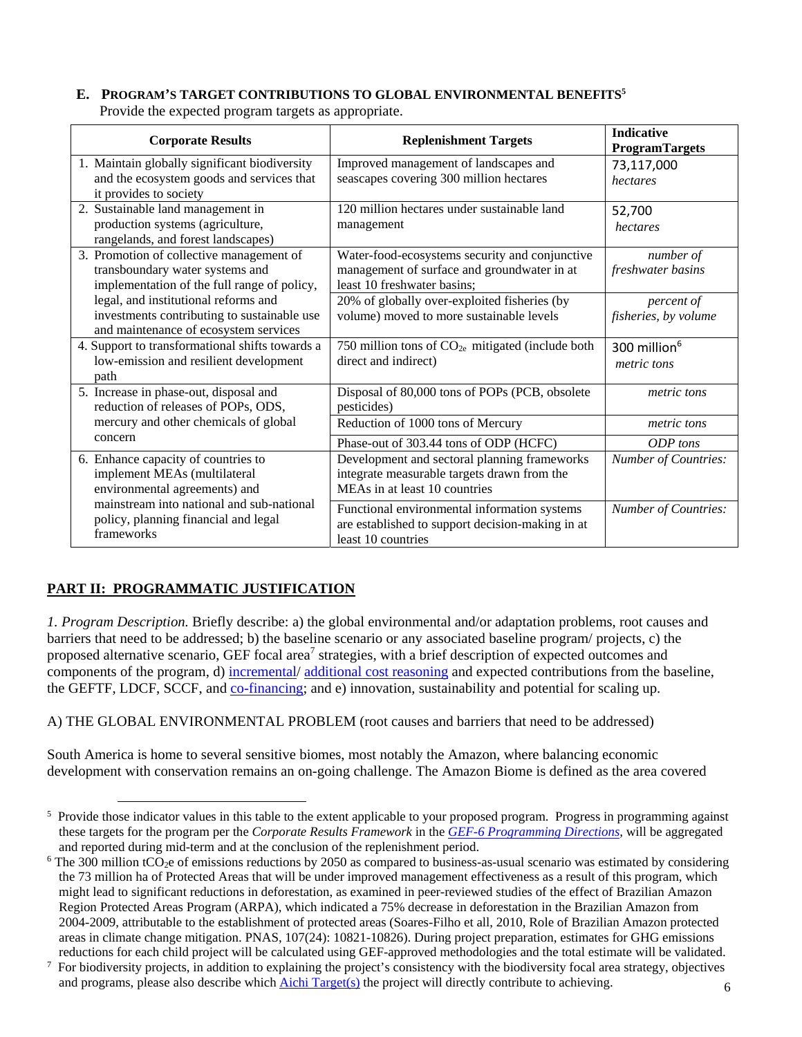## E. PROGRAM'S TARGET CONTRIBUTIONS TO GLOBAL ENVIRONMENTAL BENEFITS[5]

Provide the expected program targets as appropriate.

| Corporate Results | Replenishment Targets | Indicative ProgramTargets |
|---|---|---|
| 1. Maintain globally significant biodiversity and the ecosystem goods and services that it provides to society | Improved management of landscapes and seascapes covering 300 million hectares | 73,117,000 *hectares* |
| 2. Sustainable land management in production systems (agriculture, rangelands, and forest landscapes) | 120 million hectares under sustainable land management | 52,700 *hectares* |
| 3. Promotion of collective management of transboundary water systems and implementation of the full range of policy, legal, and institutional reforms and investments contributing to sustainable use and maintenance of ecosystem services | Water-food-ecosystems security and conjunctive management of surface and groundwater in at least 10 freshwater basins; | *number of freshwater basins* |
| | 20% of globally over-exploited fisheries (by volume) moved to more sustainable levels | *percent of fisheries, by volume* |
| 4. Support to transformational shifts towards a low-emission and resilient development path | 750 million tons of $CO_{2e}$ mitigated (include both direct and indirect) | 300 million[6] *metric tons* |
| 5. Increase in phase-out, disposal and reduction of releases of POPs, ODS, mercury and other chemicals of global concern | Disposal of 80,000 tons of POPs (PCB, obsolete pesticides) | *metric tons* |
| | Reduction of 1000 tons of Mercury | *metric tons* |
| | Phase-out of 303.44 tons of ODP (HCFC) | *ODP tons* |
| 6. Enhance capacity of countries to implement MEAs (multilateral environmental agreements) and mainstream into national and sub-national policy, planning financial and legal frameworks | Development and sectoral planning frameworks integrate measurable targets drawn from the MEAs in at least 10 countries | *Number of Countries:* |
| | Functional environmental information systems are established to support decision-making in at least 10 countries | *Number of Countries:* |

## PART II: PROGRAMMATIC JUSTIFICATION

*1. Program Description.* Briefly describe: a) the global environmental and/or adaptation problems, root causes and barriers that need to be addressed; b) the baseline scenario or any associated baseline program/ projects, c) the proposed alternative scenario, GEF focal area[7] strategies, with a brief description of expected outcomes and components of the program, d) incremental/ additional cost reasoning and expected contributions from the baseline, the GEFTF, LDCF, SCCF, and co-financing; and e) innovation, sustainability and potential for scaling up.

A) THE GLOBAL ENVIRONMENTAL PROBLEM (root causes and barriers that need to be addressed)

South America is home to several sensitive biomes, most notably the Amazon, where balancing economic development with conservation remains an on-going challenge. The Amazon Biome is defined as the area covered

---

[5] Provide those indicator values in this table to the extent applicable to your proposed program. Progress in programming against these targets for the program per the *Corporate Results Framework* in the *GEF-6 Programming Directions*, will be aggregated and reported during mid-term and at the conclusion of the replenishment period.

[6] The 300 million $tCO_2e$ of emissions reductions by 2050 as compared to business-as-usual scenario was estimated by considering the 73 million ha of Protected Areas that will be under improved management effectiveness as a result of this program, which might lead to significant reductions in deforestation, as examined in peer-reviewed studies of the effect of Brazilian Amazon Region Protected Areas Program (ARPA), which indicated a 75% decrease in deforestation in the Brazilian Amazon from 2004-2009, attributable to the establishment of protected areas (Soares-Filho et all, 2010, Role of Brazilian Amazon protected areas in climate change mitigation. PNAS, 107(24): 10821-10826). During project preparation, estimates for GHG emissions reductions for each child project will be calculated using GEF-approved methodologies and the total estimate will be validated.

[7] For biodiversity projects, in addition to explaining the project's consistency with the biodiversity focal area strategy, objectives and programs, please also describe which Aichi Target(s) the project will directly contribute to achieving.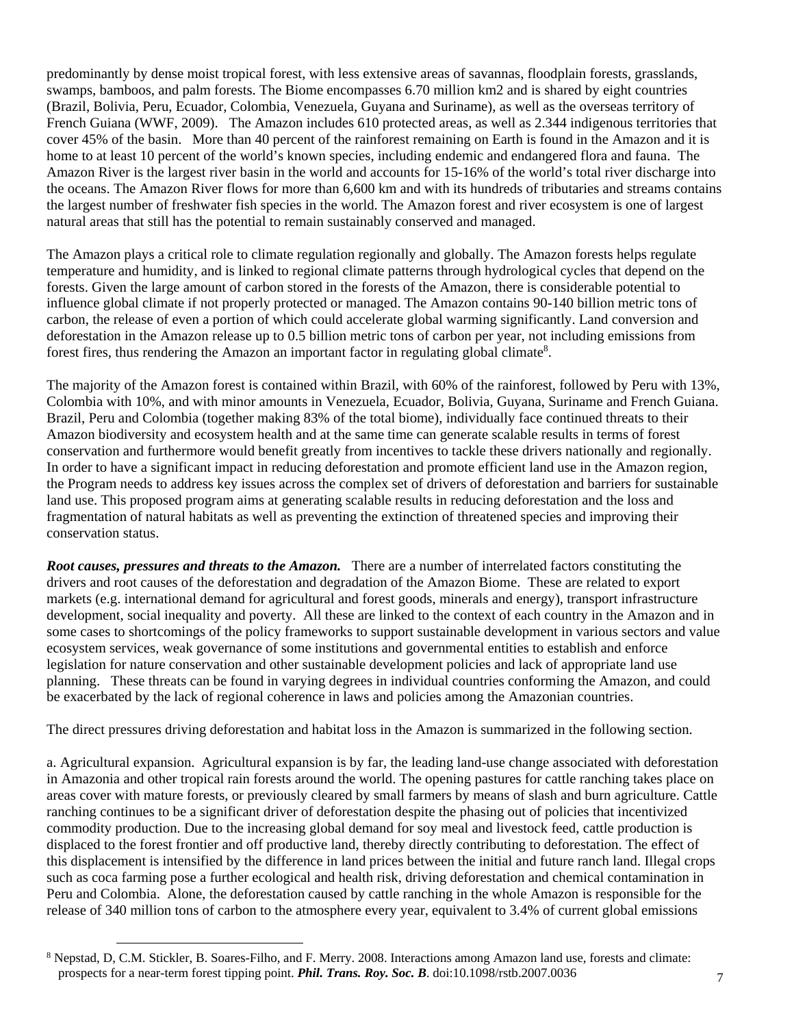predominantly by dense moist tropical forest, with less extensive areas of savannas, floodplain forests, grasslands, swamps, bamboos, and palm forests. The Biome encompasses 6.70 million km2 and is shared by eight countries (Brazil, Bolivia, Peru, Ecuador, Colombia, Venezuela, Guyana and Suriname), as well as the overseas territory of French Guiana (WWF, 2009). The Amazon includes 610 protected areas, as well as 2.344 indigenous territories that cover 45% of the basin. More than 40 percent of the rainforest remaining on Earth is found in the Amazon and it is home to at least 10 percent of the world's known species, including endemic and endangered flora and fauna. The Amazon River is the largest river basin in the world and accounts for 15-16% of the world's total river discharge into the oceans. The Amazon River flows for more than 6,600 km and with its hundreds of tributaries and streams contains the largest number of freshwater fish species in the world. The Amazon forest and river ecosystem is one of largest natural areas that still has the potential to remain sustainably conserved and managed.

The Amazon plays a critical role to climate regulation regionally and globally. The Amazon forests helps regulate temperature and humidity, and is linked to regional climate patterns through hydrological cycles that depend on the forests. Given the large amount of carbon stored in the forests of the Amazon, there is considerable potential to influence global climate if not properly protected or managed. The Amazon contains 90-140 billion metric tons of carbon, the release of even a portion of which could accelerate global warming significantly. Land conversion and deforestation in the Amazon release up to 0.5 billion metric tons of carbon per year, not including emissions from forest fires, thus rendering the Amazon an important factor in regulating global climate[8].

The majority of the Amazon forest is contained within Brazil, with 60% of the rainforest, followed by Peru with 13%, Colombia with 10%, and with minor amounts in Venezuela, Ecuador, Bolivia, Guyana, Suriname and French Guiana. Brazil, Peru and Colombia (together making 83% of the total biome), individually face continued threats to their Amazon biodiversity and ecosystem health and at the same time can generate scalable results in terms of forest conservation and furthermore would benefit greatly from incentives to tackle these drivers nationally and regionally. In order to have a significant impact in reducing deforestation and promote efficient land use in the Amazon region, the Program needs to address key issues across the complex set of drivers of deforestation and barriers for sustainable land use. This proposed program aims at generating scalable results in reducing deforestation and the loss and fragmentation of natural habitats as well as preventing the extinction of threatened species and improving their conservation status.

***Root causes, pressures and threats to the Amazon.*** There are a number of interrelated factors constituting the drivers and root causes of the deforestation and degradation of the Amazon Biome. These are related to export markets (e.g. international demand for agricultural and forest goods, minerals and energy), transport infrastructure development, social inequality and poverty. All these are linked to the context of each country in the Amazon and in some cases to shortcomings of the policy frameworks to support sustainable development in various sectors and value ecosystem services, weak governance of some institutions and governmental entities to establish and enforce legislation for nature conservation and other sustainable development policies and lack of appropriate land use planning. These threats can be found in varying degrees in individual countries conforming the Amazon, and could be exacerbated by the lack of regional coherence in laws and policies among the Amazonian countries.

The direct pressures driving deforestation and habitat loss in the Amazon is summarized in the following section.

a. Agricultural expansion. Agricultural expansion is by far, the leading land-use change associated with deforestation in Amazonia and other tropical rain forests around the world. The opening pastures for cattle ranching takes place on areas cover with mature forests, or previously cleared by small farmers by means of slash and burn agriculture. Cattle ranching continues to be a significant driver of deforestation despite the phasing out of policies that incentivized commodity production. Due to the increasing global demand for soy meal and livestock feed, cattle production is displaced to the forest frontier and off productive land, thereby directly contributing to deforestation. The effect of this displacement is intensified by the difference in land prices between the initial and future ranch land. Illegal crops such as coca farming pose a further ecological and health risk, driving deforestation and chemical contamination in Peru and Colombia. Alone, the deforestation caused by cattle ranching in the whole Amazon is responsible for the release of 340 million tons of carbon to the atmosphere every year, equivalent to 3.4% of current global emissions

[8] Nepstad, D, C.M. Stickler, B. Soares-Filho, and F. Merry. 2008. Interactions among Amazon land use, forests and climate: prospects for a near-term forest tipping point. ***Phil. Trans. Roy. Soc. B***. doi:10.1098/rstb.2007.0036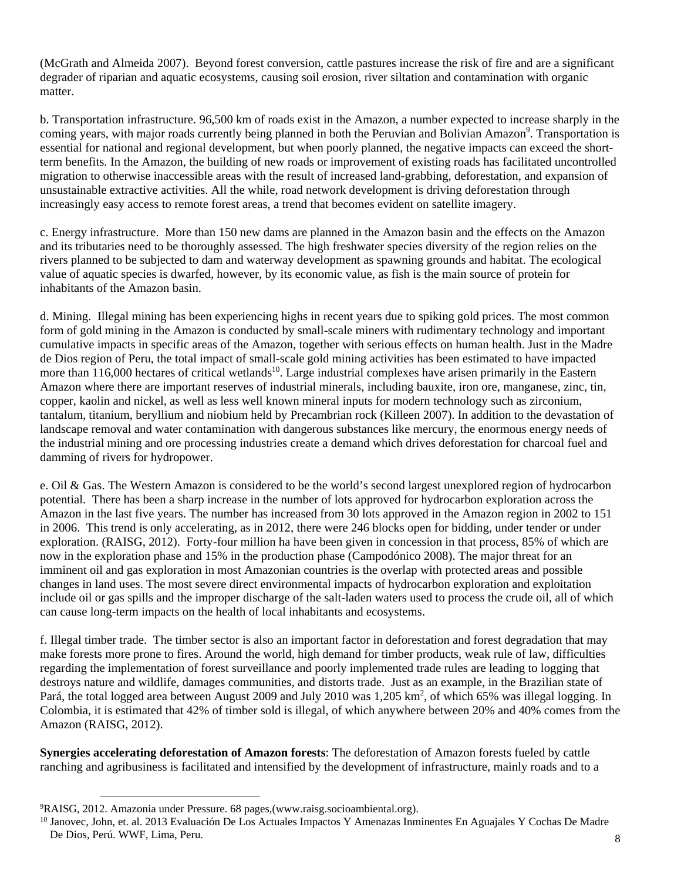(McGrath and Almeida 2007). Beyond forest conversion, cattle pastures increase the risk of fire and are a significant degrader of riparian and aquatic ecosystems, causing soil erosion, river siltation and contamination with organic matter.

b. Transportation infrastructure. 96,500 km of roads exist in the Amazon, a number expected to increase sharply in the coming years, with major roads currently being planned in both the Peruvian and Bolivian Amazon[9]. Transportation is essential for national and regional development, but when poorly planned, the negative impacts can exceed the short-term benefits. In the Amazon, the building of new roads or improvement of existing roads has facilitated uncontrolled migration to otherwise inaccessible areas with the result of increased land-grabbing, deforestation, and expansion of unsustainable extractive activities. All the while, road network development is driving deforestation through increasingly easy access to remote forest areas, a trend that becomes evident on satellite imagery.

c. Energy infrastructure. More than 150 new dams are planned in the Amazon basin and the effects on the Amazon and its tributaries need to be thoroughly assessed. The high freshwater species diversity of the region relies on the rivers planned to be subjected to dam and waterway development as spawning grounds and habitat. The ecological value of aquatic species is dwarfed, however, by its economic value, as fish is the main source of protein for inhabitants of the Amazon basin.

d. Mining. Illegal mining has been experiencing highs in recent years due to spiking gold prices. The most common form of gold mining in the Amazon is conducted by small-scale miners with rudimentary technology and important cumulative impacts in specific areas of the Amazon, together with serious effects on human health. Just in the Madre de Dios region of Peru, the total impact of small-scale gold mining activities has been estimated to have impacted more than 116,000 hectares of critical wetlands[10]. Large industrial complexes have arisen primarily in the Eastern Amazon where there are important reserves of industrial minerals, including bauxite, iron ore, manganese, zinc, tin, copper, kaolin and nickel, as well as less well known mineral inputs for modern technology such as zirconium, tantalum, titanium, beryllium and niobium held by Precambrian rock (Killeen 2007). In addition to the devastation of landscape removal and water contamination with dangerous substances like mercury, the enormous energy needs of the industrial mining and ore processing industries create a demand which drives deforestation for charcoal fuel and damming of rivers for hydropower.

e. Oil & Gas. The Western Amazon is considered to be the world's second largest unexplored region of hydrocarbon potential. There has been a sharp increase in the number of lots approved for hydrocarbon exploration across the Amazon in the last five years. The number has increased from 30 lots approved in the Amazon region in 2002 to 151 in 2006. This trend is only accelerating, as in 2012, there were 246 blocks open for bidding, under tender or under exploration. (RAISG, 2012). Forty-four million ha have been given in concession in that process, 85% of which are now in the exploration phase and 15% in the production phase (Campodónico 2008). The major threat for an imminent oil and gas exploration in most Amazonian countries is the overlap with protected areas and possible changes in land uses. The most severe direct environmental impacts of hydrocarbon exploration and exploitation include oil or gas spills and the improper discharge of the salt-laden waters used to process the crude oil, all of which can cause long-term impacts on the health of local inhabitants and ecosystems.

f. Illegal timber trade. The timber sector is also an important factor in deforestation and forest degradation that may make forests more prone to fires. Around the world, high demand for timber products, weak rule of law, difficulties regarding the implementation of forest surveillance and poorly implemented trade rules are leading to logging that destroys nature and wildlife, damages communities, and distorts trade. Just as an example, in the Brazilian state of Pará, the total logged area between August 2009 and July 2010 was 1,205 $km^2$, of which 65% was illegal logging. In Colombia, it is estimated that 42% of timber sold is illegal, of which anywhere between 20% and 40% comes from the Amazon (RAISG, 2012).

**Synergies accelerating deforestation of Amazon forests**: The deforestation of Amazon forests fueled by cattle ranching and agribusiness is facilitated and intensified by the development of infrastructure, mainly roads and to a

---

[9] RAISG, 2012. Amazonia under Pressure. 68 pages,(www.raisg.socioambiental.org).

[10] Janovec, John, et. al. 2013 Evaluación De Los Actuales Impactos Y Amenazas Inminentes En Aguajales Y Cochas De Madre De Dios, Perú. WWF, Lima, Peru.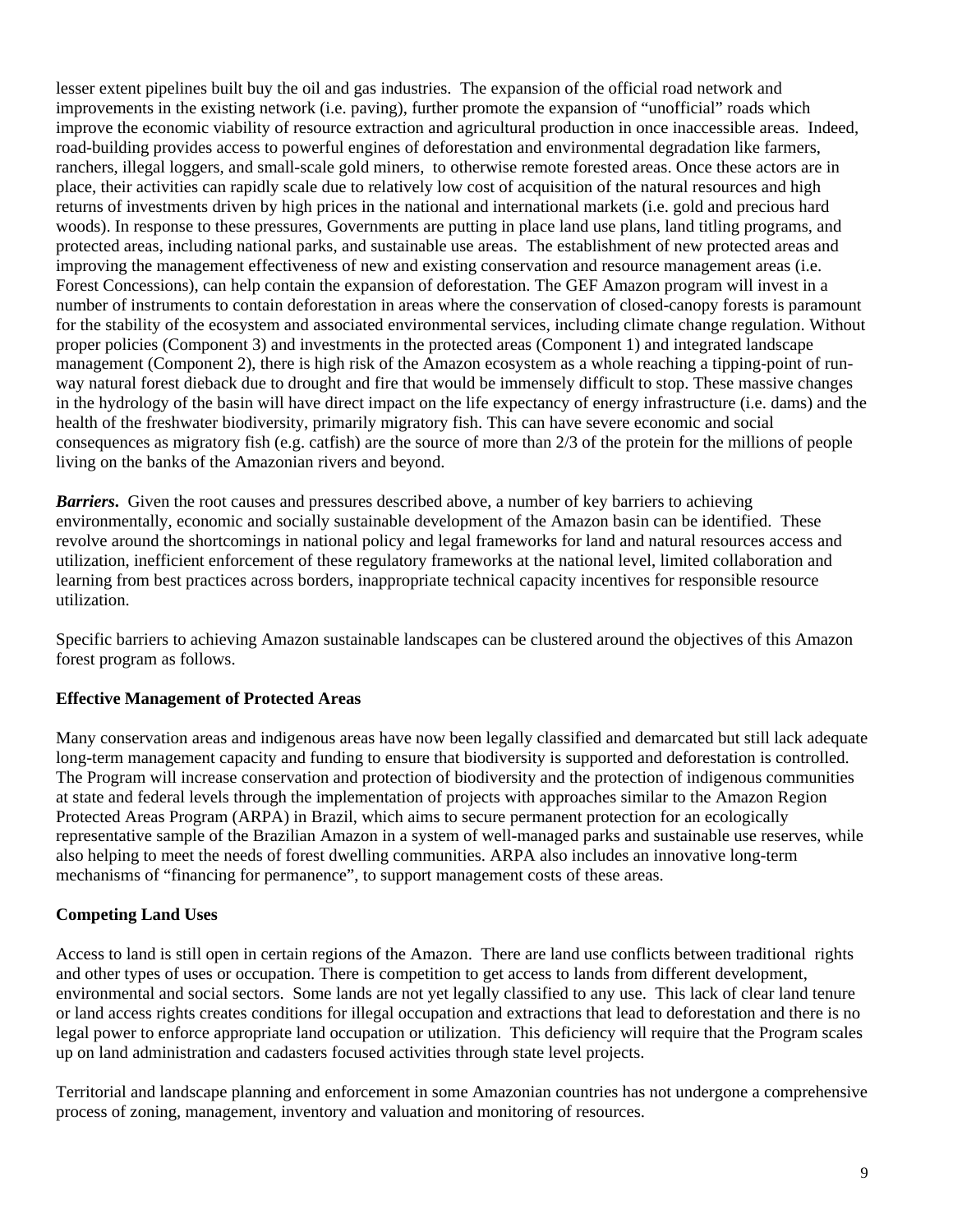lesser extent pipelines built buy the oil and gas industries. The expansion of the official road network and improvements in the existing network (i.e. paving), further promote the expansion of "unofficial" roads which improve the economic viability of resource extraction and agricultural production in once inaccessible areas. Indeed, road-building provides access to powerful engines of deforestation and environmental degradation like farmers, ranchers, illegal loggers, and small-scale gold miners, to otherwise remote forested areas. Once these actors are in place, their activities can rapidly scale due to relatively low cost of acquisition of the natural resources and high returns of investments driven by high prices in the national and international markets (i.e. gold and precious hard woods). In response to these pressures, Governments are putting in place land use plans, land titling programs, and protected areas, including national parks, and sustainable use areas. The establishment of new protected areas and improving the management effectiveness of new and existing conservation and resource management areas (i.e. Forest Concessions), can help contain the expansion of deforestation. The GEF Amazon program will invest in a number of instruments to contain deforestation in areas where the conservation of closed-canopy forests is paramount for the stability of the ecosystem and associated environmental services, including climate change regulation. Without proper policies (Component 3) and investments in the protected areas (Component 1) and integrated landscape management (Component 2), there is high risk of the Amazon ecosystem as a whole reaching a tipping-point of run-way natural forest dieback due to drought and fire that would be immensely difficult to stop. These massive changes in the hydrology of the basin will have direct impact on the life expectancy of energy infrastructure (i.e. dams) and the health of the freshwater biodiversity, primarily migratory fish. This can have severe economic and social consequences as migratory fish (e.g. catfish) are the source of more than 2/3 of the protein for the millions of people living on the banks of the Amazonian rivers and beyond.

***Barriers***. Given the root causes and pressures described above, a number of key barriers to achieving environmentally, economic and socially sustainable development of the Amazon basin can be identified. These revolve around the shortcomings in national policy and legal frameworks for land and natural resources access and utilization, inefficient enforcement of these regulatory frameworks at the national level, limited collaboration and learning from best practices across borders, inappropriate technical capacity incentives for responsible resource utilization.

Specific barriers to achieving Amazon sustainable landscapes can be clustered around the objectives of this Amazon forest program as follows.

**Effective Management of Protected Areas**

Many conservation areas and indigenous areas have now been legally classified and demarcated but still lack adequate long-term management capacity and funding to ensure that biodiversity is supported and deforestation is controlled. The Program will increase conservation and protection of biodiversity and the protection of indigenous communities at state and federal levels through the implementation of projects with approaches similar to the Amazon Region Protected Areas Program (ARPA) in Brazil, which aims to secure permanent protection for an ecologically representative sample of the Brazilian Amazon in a system of well-managed parks and sustainable use reserves, while also helping to meet the needs of forest dwelling communities. ARPA also includes an innovative long-term mechanisms of "financing for permanence", to support management costs of these areas.

**Competing Land Uses**

Access to land is still open in certain regions of the Amazon. There are land use conflicts between traditional rights and other types of uses or occupation. There is competition to get access to lands from different development, environmental and social sectors. Some lands are not yet legally classified to any use. This lack of clear land tenure or land access rights creates conditions for illegal occupation and extractions that lead to deforestation and there is no legal power to enforce appropriate land occupation or utilization. This deficiency will require that the Program scales up on land administration and cadasters focused activities through state level projects.

Territorial and landscape planning and enforcement in some Amazonian countries has not undergone a comprehensive process of zoning, management, inventory and valuation and monitoring of resources.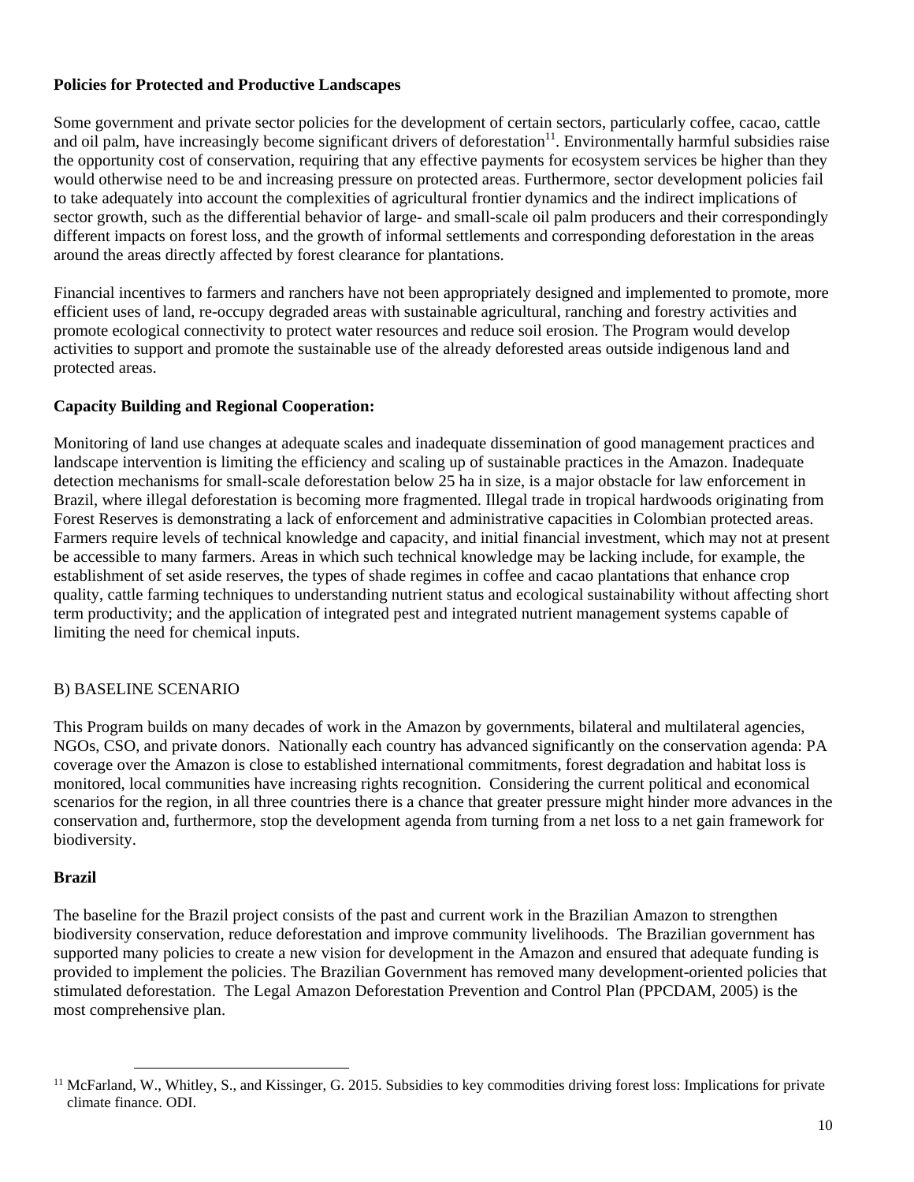**Policies for Protected and Productive Landscapes**

Some government and private sector policies for the development of certain sectors, particularly coffee, cacao, cattle and oil palm, have increasingly become significant drivers of deforestation[11]. Environmentally harmful subsidies raise the opportunity cost of conservation, requiring that any effective payments for ecosystem services be higher than they would otherwise need to be and increasing pressure on protected areas. Furthermore, sector development policies fail to take adequately into account the complexities of agricultural frontier dynamics and the indirect implications of sector growth, such as the differential behavior of large- and small-scale oil palm producers and their correspondingly different impacts on forest loss, and the growth of informal settlements and corresponding deforestation in the areas around the areas directly affected by forest clearance for plantations.

Financial incentives to farmers and ranchers have not been appropriately designed and implemented to promote, more efficient uses of land, re-occupy degraded areas with sustainable agricultural, ranching and forestry activities and promote ecological connectivity to protect water resources and reduce soil erosion. The Program would develop activities to support and promote the sustainable use of the already deforested areas outside indigenous land and protected areas.

**Capacity Building and Regional Cooperation:**

Monitoring of land use changes at adequate scales and inadequate dissemination of good management practices and landscape intervention is limiting the efficiency and scaling up of sustainable practices in the Amazon. Inadequate detection mechanisms for small-scale deforestation below 25 ha in size, is a major obstacle for law enforcement in Brazil, where illegal deforestation is becoming more fragmented. Illegal trade in tropical hardwoods originating from Forest Reserves is demonstrating a lack of enforcement and administrative capacities in Colombian protected areas. Farmers require levels of technical knowledge and capacity, and initial financial investment, which may not at present be accessible to many farmers. Areas in which such technical knowledge may be lacking include, for example, the establishment of set aside reserves, the types of shade regimes in coffee and cacao plantations that enhance crop quality, cattle farming techniques to understanding nutrient status and ecological sustainability without affecting short term productivity; and the application of integrated pest and integrated nutrient management systems capable of limiting the need for chemical inputs.

B) BASELINE SCENARIO

This Program builds on many decades of work in the Amazon by governments, bilateral and multilateral agencies, NGOs, CSO, and private donors. Nationally each country has advanced significantly on the conservation agenda: PA coverage over the Amazon is close to established international commitments, forest degradation and habitat loss is monitored, local communities have increasing rights recognition. Considering the current political and economical scenarios for the region, in all three countries there is a chance that greater pressure might hinder more advances in the conservation and, furthermore, stop the development agenda from turning from a net loss to a net gain framework for biodiversity.

**Brazil**

The baseline for the Brazil project consists of the past and current work in the Brazilian Amazon to strengthen biodiversity conservation, reduce deforestation and improve community livelihoods. The Brazilian government has supported many policies to create a new vision for development in the Amazon and ensured that adequate funding is provided to implement the policies. The Brazilian Government has removed many development-oriented policies that stimulated deforestation. The Legal Amazon Deforestation Prevention and Control Plan (PPCDAM, 2005) is the most comprehensive plan.

[11] McFarland, W., Whitley, S., and Kissinger, G. 2015. Subsidies to key commodities driving forest loss: Implications for private climate finance. ODI.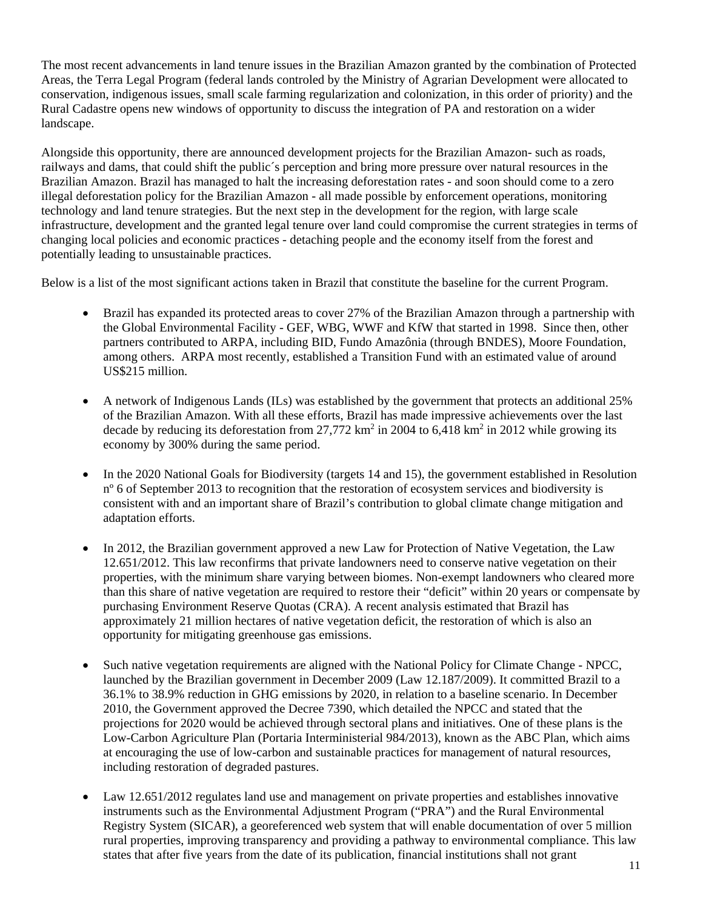The most recent advancements in land tenure issues in the Brazilian Amazon granted by the combination of Protected Areas, the Terra Legal Program (federal lands controled by the Ministry of Agrarian Development were allocated to conservation, indigenous issues, small scale farming regularization and colonization, in this order of priority) and the Rural Cadastre opens new windows of opportunity to discuss the integration of PA and restoration on a wider landscape.

Alongside this opportunity, there are announced development projects for the Brazilian Amazon- such as roads, railways and dams, that could shift the public´s perception and bring more pressure over natural resources in the Brazilian Amazon. Brazil has managed to halt the increasing deforestation rates - and soon should come to a zero illegal deforestation policy for the Brazilian Amazon - all made possible by enforcement operations, monitoring technology and land tenure strategies. But the next step in the development for the region, with large scale infrastructure, development and the granted legal tenure over land could compromise the current strategies in terms of changing local policies and economic practices - detaching people and the economy itself from the forest and potentially leading to unsustainable practices.

Below is a list of the most significant actions taken in Brazil that constitute the baseline for the current Program.

- Brazil has expanded its protected areas to cover 27% of the Brazilian Amazon through a partnership with the Global Environmental Facility - GEF, WBG, WWF and KfW that started in 1998. Since then, other partners contributed to ARPA, including BID, Fundo Amazônia (through BNDES), Moore Foundation, among others. ARPA most recently, established a Transition Fund with an estimated value of around US$215 million.

- A network of Indigenous Lands (ILs) was established by the government that protects an additional 25% of the Brazilian Amazon. With all these efforts, Brazil has made impressive achievements over the last decade by reducing its deforestation from 27,772 km$^2$ in 2004 to 6,418 km$^2$ in 2012 while growing its economy by 300% during the same period.

- In the 2020 National Goals for Biodiversity (targets 14 and 15), the government established in Resolution nº 6 of September 2013 to recognition that the restoration of ecosystem services and biodiversity is consistent with and an important share of Brazil's contribution to global climate change mitigation and adaptation efforts.

- In 2012, the Brazilian government approved a new Law for Protection of Native Vegetation, the Law 12.651/2012. This law reconfirms that private landowners need to conserve native vegetation on their properties, with the minimum share varying between biomes. Non-exempt landowners who cleared more than this share of native vegetation are required to restore their "deficit" within 20 years or compensate by purchasing Environment Reserve Quotas (CRA). A recent analysis estimated that Brazil has approximately 21 million hectares of native vegetation deficit, the restoration of which is also an opportunity for mitigating greenhouse gas emissions.

- Such native vegetation requirements are aligned with the National Policy for Climate Change - NPCC, launched by the Brazilian government in December 2009 (Law 12.187/2009). It committed Brazil to a 36.1% to 38.9% reduction in GHG emissions by 2020, in relation to a baseline scenario. In December 2010, the Government approved the Decree 7390, which detailed the NPCC and stated that the projections for 2020 would be achieved through sectoral plans and initiatives. One of these plans is the Low-Carbon Agriculture Plan (Portaria Interministerial 984/2013), known as the ABC Plan, which aims at encouraging the use of low-carbon and sustainable practices for management of natural resources, including restoration of degraded pastures.

- Law 12.651/2012 regulates land use and management on private properties and establishes innovative instruments such as the Environmental Adjustment Program ("PRA") and the Rural Environmental Registry System (SICAR), a georeferenced web system that will enable documentation of over 5 million rural properties, improving transparency and providing a pathway to environmental compliance. This law states that after five years from the date of its publication, financial institutions shall not grant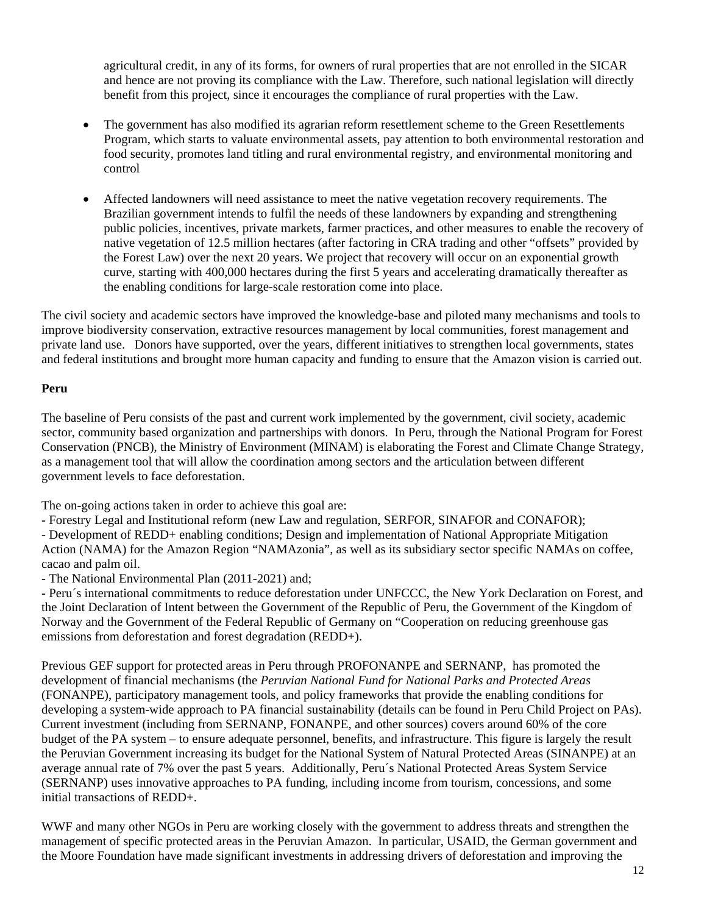agricultural credit, in any of its forms, for owners of rural properties that are not enrolled in the SICAR and hence are not proving its compliance with the Law. Therefore, such national legislation will directly benefit from this project, since it encourages the compliance of rural properties with the Law.

- The government has also modified its agrarian reform resettlement scheme to the Green Resettlements Program, which starts to valuate environmental assets, pay attention to both environmental restoration and food security, promotes land titling and rural environmental registry, and environmental monitoring and control
- Affected landowners will need assistance to meet the native vegetation recovery requirements. The Brazilian government intends to fulfil the needs of these landowners by expanding and strengthening public policies, incentives, private markets, farmer practices, and other measures to enable the recovery of native vegetation of 12.5 million hectares (after factoring in CRA trading and other "offsets" provided by the Forest Law) over the next 20 years. We project that recovery will occur on an exponential growth curve, starting with 400,000 hectares during the first 5 years and accelerating dramatically thereafter as the enabling conditions for large-scale restoration come into place.

The civil society and academic sectors have improved the knowledge-base and piloted many mechanisms and tools to improve biodiversity conservation, extractive resources management by local communities, forest management and private land use. Donors have supported, over the years, different initiatives to strengthen local governments, states and federal institutions and brought more human capacity and funding to ensure that the Amazon vision is carried out.

**Peru**

The baseline of Peru consists of the past and current work implemented by the government, civil society, academic sector, community based organization and partnerships with donors. In Peru, through the National Program for Forest Conservation (PNCB), the Ministry of Environment (MINAM) is elaborating the Forest and Climate Change Strategy, as a management tool that will allow the coordination among sectors and the articulation between different government levels to face deforestation.

The on-going actions taken in order to achieve this goal are:

- Forestry Legal and Institutional reform (new Law and regulation, SERFOR, SINAFOR and CONAFOR);
- Development of REDD+ enabling conditions; Design and implementation of National Appropriate Mitigation Action (NAMA) for the Amazon Region "NAMAzonia", as well as its subsidiary sector specific NAMAs on coffee, cacao and palm oil.
- The National Environmental Plan (2011-2021) and;
- Peru´s international commitments to reduce deforestation under UNFCCC, the New York Declaration on Forest, and the Joint Declaration of Intent between the Government of the Republic of Peru, the Government of the Kingdom of Norway and the Government of the Federal Republic of Germany on "Cooperation on reducing greenhouse gas emissions from deforestation and forest degradation (REDD+).

Previous GEF support for protected areas in Peru through PROFONANPE and SERNANP, has promoted the development of financial mechanisms (the *Peruvian National Fund for National Parks and Protected Areas* (FONANPE), participatory management tools, and policy frameworks that provide the enabling conditions for developing a system-wide approach to PA financial sustainability (details can be found in Peru Child Project on PAs). Current investment (including from SERNANP, FONANPE, and other sources) covers around 60% of the core budget of the PA system – to ensure adequate personnel, benefits, and infrastructure. This figure is largely the result the Peruvian Government increasing its budget for the National System of Natural Protected Areas (SINANPE) at an average annual rate of 7% over the past 5 years. Additionally, Peru´s National Protected Areas System Service (SERNANP) uses innovative approaches to PA funding, including income from tourism, concessions, and some initial transactions of REDD+.

WWF and many other NGOs in Peru are working closely with the government to address threats and strengthen the management of specific protected areas in the Peruvian Amazon. In particular, USAID, the German government and the Moore Foundation have made significant investments in addressing drivers of deforestation and improving the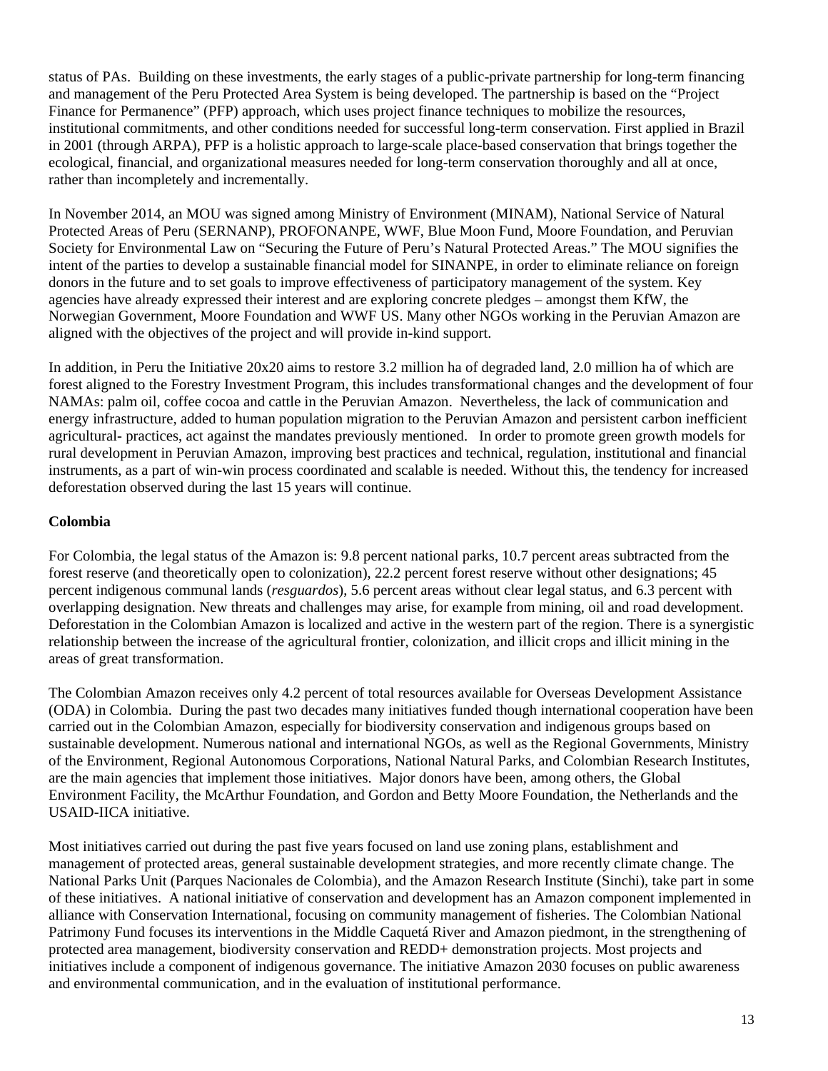status of PAs. Building on these investments, the early stages of a public-private partnership for long-term financing and management of the Peru Protected Area System is being developed. The partnership is based on the "Project Finance for Permanence" (PFP) approach, which uses project finance techniques to mobilize the resources, institutional commitments, and other conditions needed for successful long-term conservation. First applied in Brazil in 2001 (through ARPA), PFP is a holistic approach to large-scale place-based conservation that brings together the ecological, financial, and organizational measures needed for long-term conservation thoroughly and all at once, rather than incompletely and incrementally.

In November 2014, an MOU was signed among Ministry of Environment (MINAM), National Service of Natural Protected Areas of Peru (SERNANP), PROFONANPE, WWF, Blue Moon Fund, Moore Foundation, and Peruvian Society for Environmental Law on "Securing the Future of Peru's Natural Protected Areas." The MOU signifies the intent of the parties to develop a sustainable financial model for SINANPE, in order to eliminate reliance on foreign donors in the future and to set goals to improve effectiveness of participatory management of the system. Key agencies have already expressed their interest and are exploring concrete pledges – amongst them KfW, the Norwegian Government, Moore Foundation and WWF US. Many other NGOs working in the Peruvian Amazon are aligned with the objectives of the project and will provide in-kind support.

In addition, in Peru the Initiative 20x20 aims to restore 3.2 million ha of degraded land, 2.0 million ha of which are forest aligned to the Forestry Investment Program, this includes transformational changes and the development of four NAMAs: palm oil, coffee cocoa and cattle in the Peruvian Amazon. Nevertheless, the lack of communication and energy infrastructure, added to human population migration to the Peruvian Amazon and persistent carbon inefficient agricultural- practices, act against the mandates previously mentioned. In order to promote green growth models for rural development in Peruvian Amazon, improving best practices and technical, regulation, institutional and financial instruments, as a part of win-win process coordinated and scalable is needed. Without this, the tendency for increased deforestation observed during the last 15 years will continue.

**Colombia**

For Colombia, the legal status of the Amazon is: 9.8 percent national parks, 10.7 percent areas subtracted from the forest reserve (and theoretically open to colonization), 22.2 percent forest reserve without other designations; 45 percent indigenous communal lands (*resguardos*), 5.6 percent areas without clear legal status, and 6.3 percent with overlapping designation. New threats and challenges may arise, for example from mining, oil and road development. Deforestation in the Colombian Amazon is localized and active in the western part of the region. There is a synergistic relationship between the increase of the agricultural frontier, colonization, and illicit crops and illicit mining in the areas of great transformation.

The Colombian Amazon receives only 4.2 percent of total resources available for Overseas Development Assistance (ODA) in Colombia. During the past two decades many initiatives funded though international cooperation have been carried out in the Colombian Amazon, especially for biodiversity conservation and indigenous groups based on sustainable development. Numerous national and international NGOs, as well as the Regional Governments, Ministry of the Environment, Regional Autonomous Corporations, National Natural Parks, and Colombian Research Institutes, are the main agencies that implement those initiatives. Major donors have been, among others, the Global Environment Facility, the McArthur Foundation, and Gordon and Betty Moore Foundation, the Netherlands and the USAID-IICA initiative.

Most initiatives carried out during the past five years focused on land use zoning plans, establishment and management of protected areas, general sustainable development strategies, and more recently climate change. The National Parks Unit (Parques Nacionales de Colombia), and the Amazon Research Institute (Sinchi), take part in some of these initiatives. A national initiative of conservation and development has an Amazon component implemented in alliance with Conservation International, focusing on community management of fisheries. The Colombian National Patrimony Fund focuses its interventions in the Middle Caquetá River and Amazon piedmont, in the strengthening of protected area management, biodiversity conservation and REDD+ demonstration projects. Most projects and initiatives include a component of indigenous governance. The initiative Amazon 2030 focuses on public awareness and environmental communication, and in the evaluation of institutional performance.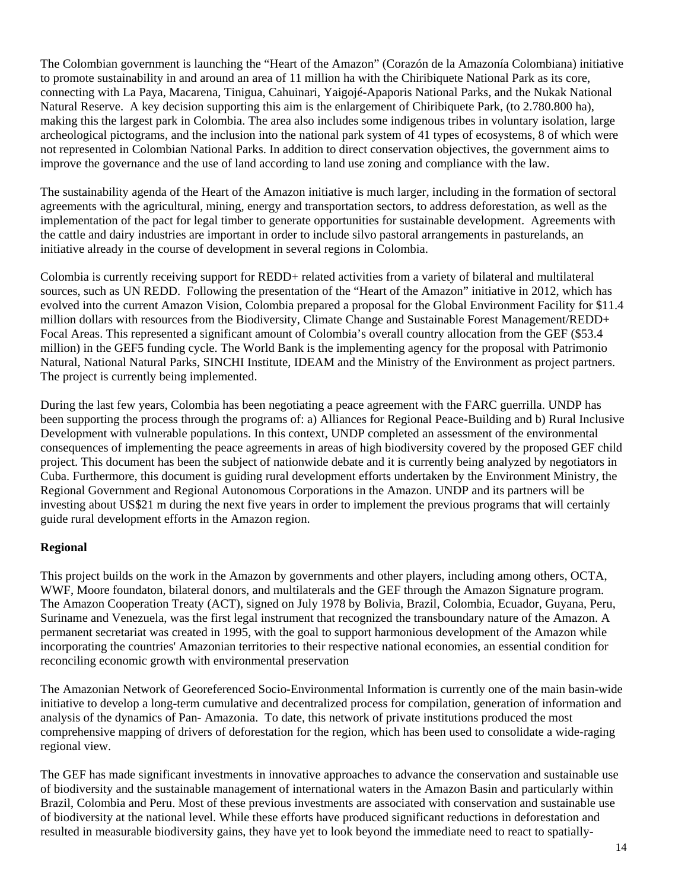The Colombian government is launching the "Heart of the Amazon" (Corazón de la Amazonía Colombiana) initiative to promote sustainability in and around an area of 11 million ha with the Chiribiquete National Park as its core, connecting with La Paya, Macarena, Tinigua, Cahuinari, Yaigojé-Apaporis National Parks, and the Nukak National Natural Reserve. A key decision supporting this aim is the enlargement of Chiribiquete Park, (to 2.780.800 ha), making this the largest park in Colombia. The area also includes some indigenous tribes in voluntary isolation, large archeological pictograms, and the inclusion into the national park system of 41 types of ecosystems, 8 of which were not represented in Colombian National Parks. In addition to direct conservation objectives, the government aims to improve the governance and the use of land according to land use zoning and compliance with the law.

The sustainability agenda of the Heart of the Amazon initiative is much larger, including in the formation of sectoral agreements with the agricultural, mining, energy and transportation sectors, to address deforestation, as well as the implementation of the pact for legal timber to generate opportunities for sustainable development. Agreements with the cattle and dairy industries are important in order to include silvo pastoral arrangements in pasturelands, an initiative already in the course of development in several regions in Colombia.

Colombia is currently receiving support for REDD+ related activities from a variety of bilateral and multilateral sources, such as UN REDD. Following the presentation of the "Heart of the Amazon" initiative in 2012, which has evolved into the current Amazon Vision, Colombia prepared a proposal for the Global Environment Facility for $11.4 million dollars with resources from the Biodiversity, Climate Change and Sustainable Forest Management/REDD+ Focal Areas. This represented a significant amount of Colombia's overall country allocation from the GEF ($53.4 million) in the GEF5 funding cycle. The World Bank is the implementing agency for the proposal with Patrimonio Natural, National Natural Parks, SINCHI Institute, IDEAM and the Ministry of the Environment as project partners. The project is currently being implemented.

During the last few years, Colombia has been negotiating a peace agreement with the FARC guerrilla. UNDP has been supporting the process through the programs of: a) Alliances for Regional Peace-Building and b) Rural Inclusive Development with vulnerable populations. In this context, UNDP completed an assessment of the environmental consequences of implementing the peace agreements in areas of high biodiversity covered by the proposed GEF child project. This document has been the subject of nationwide debate and it is currently being analyzed by negotiators in Cuba. Furthermore, this document is guiding rural development efforts undertaken by the Environment Ministry, the Regional Government and Regional Autonomous Corporations in the Amazon. UNDP and its partners will be investing about US$21 m during the next five years in order to implement the previous programs that will certainly guide rural development efforts in the Amazon region.

**Regional**

This project builds on the work in the Amazon by governments and other players, including among others, OCTA, WWF, Moore foundaton, bilateral donors, and multilaterals and the GEF through the Amazon Signature program. The Amazon Cooperation Treaty (ACT), signed on July 1978 by Bolivia, Brazil, Colombia, Ecuador, Guyana, Peru, Suriname and Venezuela, was the first legal instrument that recognized the transboundary nature of the Amazon. A permanent secretariat was created in 1995, with the goal to support harmonious development of the Amazon while incorporating the countries' Amazonian territories to their respective national economies, an essential condition for reconciling economic growth with environmental preservation

The Amazonian Network of Georeferenced Socio-Environmental Information is currently one of the main basin-wide initiative to develop a long-term cumulative and decentralized process for compilation, generation of information and analysis of the dynamics of Pan- Amazonia. To date, this network of private institutions produced the most comprehensive mapping of drivers of deforestation for the region, which has been used to consolidate a wide-raging regional view.

The GEF has made significant investments in innovative approaches to advance the conservation and sustainable use of biodiversity and the sustainable management of international waters in the Amazon Basin and particularly within Brazil, Colombia and Peru. Most of these previous investments are associated with conservation and sustainable use of biodiversity at the national level. While these efforts have produced significant reductions in deforestation and resulted in measurable biodiversity gains, they have yet to look beyond the immediate need to react to spatially-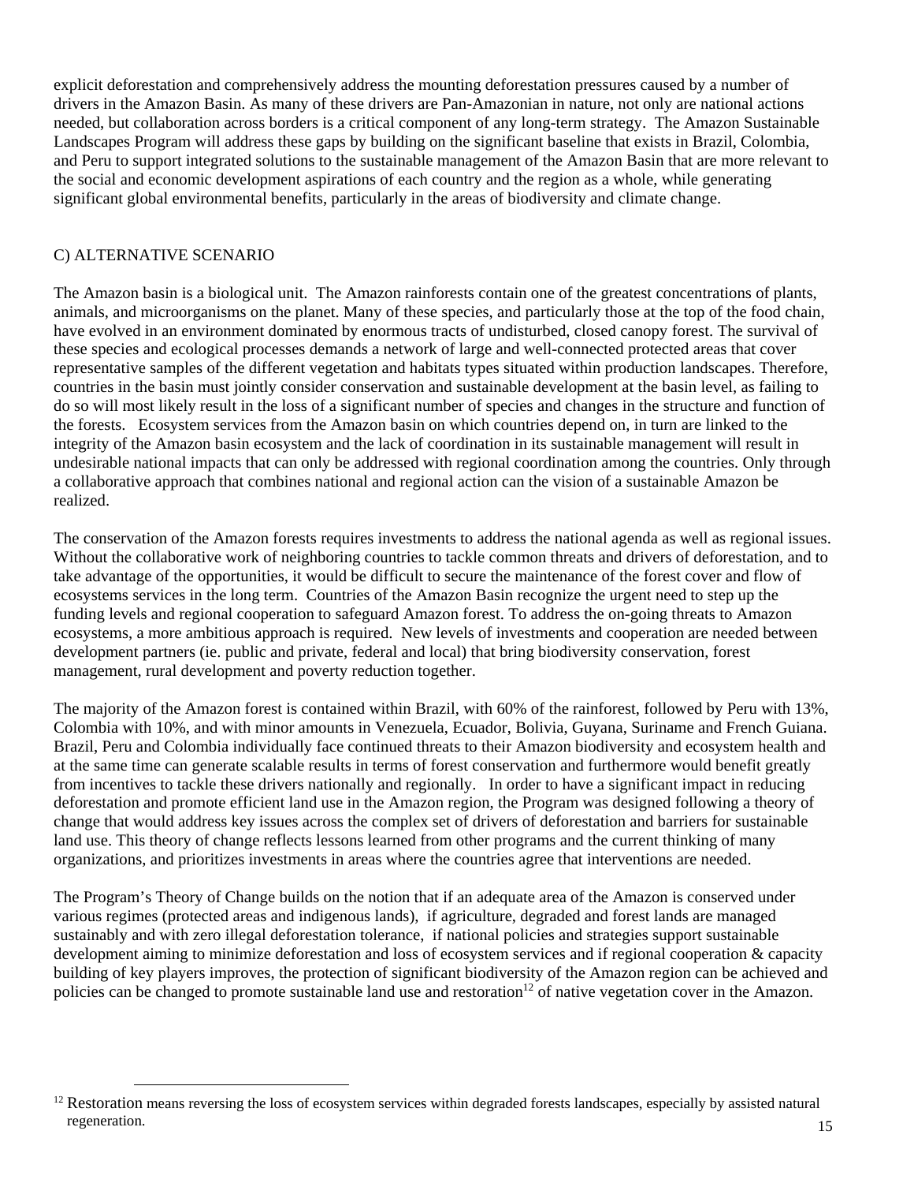explicit deforestation and comprehensively address the mounting deforestation pressures caused by a number of drivers in the Amazon Basin. As many of these drivers are Pan-Amazonian in nature, not only are national actions needed, but collaboration across borders is a critical component of any long-term strategy. The Amazon Sustainable Landscapes Program will address these gaps by building on the significant baseline that exists in Brazil, Colombia, and Peru to support integrated solutions to the sustainable management of the Amazon Basin that are more relevant to the social and economic development aspirations of each country and the region as a whole, while generating significant global environmental benefits, particularly in the areas of biodiversity and climate change.

## C) ALTERNATIVE SCENARIO

The Amazon basin is a biological unit. The Amazon rainforests contain one of the greatest concentrations of plants, animals, and microorganisms on the planet. Many of these species, and particularly those at the top of the food chain, have evolved in an environment dominated by enormous tracts of undisturbed, closed canopy forest. The survival of these species and ecological processes demands a network of large and well-connected protected areas that cover representative samples of the different vegetation and habitats types situated within production landscapes. Therefore, countries in the basin must jointly consider conservation and sustainable development at the basin level, as failing to do so will most likely result in the loss of a significant number of species and changes in the structure and function of the forests. Ecosystem services from the Amazon basin on which countries depend on, in turn are linked to the integrity of the Amazon basin ecosystem and the lack of coordination in its sustainable management will result in undesirable national impacts that can only be addressed with regional coordination among the countries. Only through a collaborative approach that combines national and regional action can the vision of a sustainable Amazon be realized.

The conservation of the Amazon forests requires investments to address the national agenda as well as regional issues. Without the collaborative work of neighboring countries to tackle common threats and drivers of deforestation, and to take advantage of the opportunities, it would be difficult to secure the maintenance of the forest cover and flow of ecosystems services in the long term. Countries of the Amazon Basin recognize the urgent need to step up the funding levels and regional cooperation to safeguard Amazon forest. To address the on-going threats to Amazon ecosystems, a more ambitious approach is required. New levels of investments and cooperation are needed between development partners (ie. public and private, federal and local) that bring biodiversity conservation, forest management, rural development and poverty reduction together.

The majority of the Amazon forest is contained within Brazil, with 60% of the rainforest, followed by Peru with 13%, Colombia with 10%, and with minor amounts in Venezuela, Ecuador, Bolivia, Guyana, Suriname and French Guiana. Brazil, Peru and Colombia individually face continued threats to their Amazon biodiversity and ecosystem health and at the same time can generate scalable results in terms of forest conservation and furthermore would benefit greatly from incentives to tackle these drivers nationally and regionally. In order to have a significant impact in reducing deforestation and promote efficient land use in the Amazon region, the Program was designed following a theory of change that would address key issues across the complex set of drivers of deforestation and barriers for sustainable land use. This theory of change reflects lessons learned from other programs and the current thinking of many organizations, and prioritizes investments in areas where the countries agree that interventions are needed.

The Program's Theory of Change builds on the notion that if an adequate area of the Amazon is conserved under various regimes (protected areas and indigenous lands), if agriculture, degraded and forest lands are managed sustainably and with zero illegal deforestation tolerance, if national policies and strategies support sustainable development aiming to minimize deforestation and loss of ecosystem services and if regional cooperation & capacity building of key players improves, the protection of significant biodiversity of the Amazon region can be achieved and policies can be changed to promote sustainable land use and restoration[12] of native vegetation cover in the Amazon.

[12] Restoration means reversing the loss of ecosystem services within degraded forests landscapes, especially by assisted natural regeneration.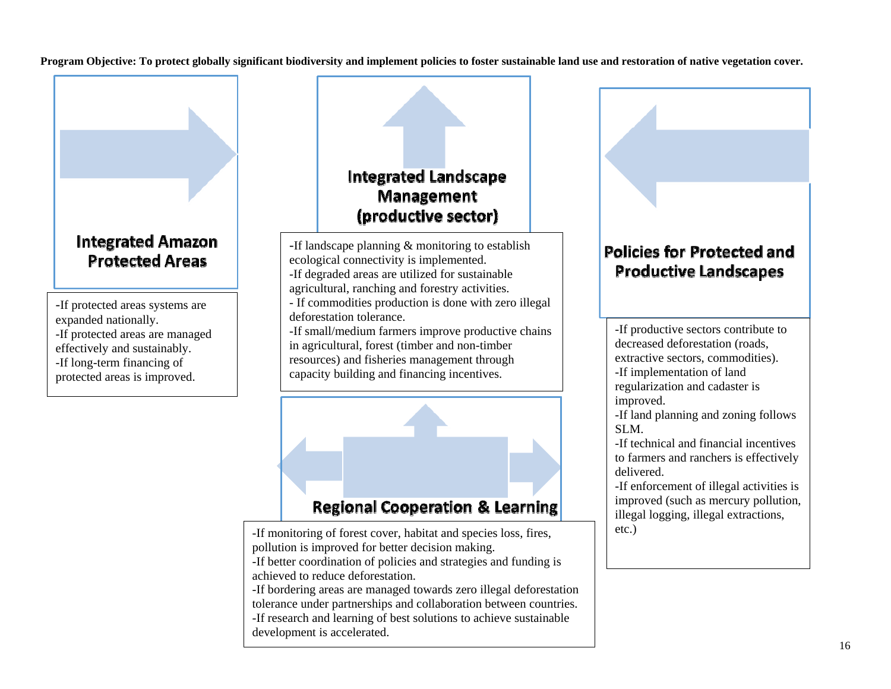**Program Objective: To protect globally significant biodiversity and implement policies to foster sustainable land use and restoration of native vegetation cover.**

### Integrated Amazon Protected Areas

-If protected areas systems are expanded nationally.
-If protected areas are managed effectively and sustainably.
-If long-term financing of protected areas is improved.

### Integrated Landscape Management (productive sector)

-If landscape planning & monitoring to establish ecological connectivity is implemented.
-If degraded areas are utilized for sustainable agricultural, ranching and forestry activities.
- If commodities production is done with zero illegal deforestation tolerance.
-If small/medium farmers improve productive chains in agricultural, forest (timber and non-timber resources) and fisheries management through capacity building and financing incentives.

### Policies for Protected and Productive Landscapes

-If productive sectors contribute to decreased deforestation (roads, extractive sectors, commodities).
-If implementation of land regularization and cadaster is improved.
-If land planning and zoning follows SLM.
-If technical and financial incentives to farmers and ranchers is effectively delivered.
-If enforcement of illegal activities is improved (such as mercury pollution, illegal logging, illegal extractions, etc.)

### Regional Cooperation & Learning

-If monitoring of forest cover, habitat and species loss, fires, pollution is improved for better decision making.
-If better coordination of policies and strategies and funding is achieved to reduce deforestation.
-If bordering areas are managed towards zero illegal deforestation tolerance under partnerships and collaboration between countries.
-If research and learning of best solutions to achieve sustainable development is accelerated.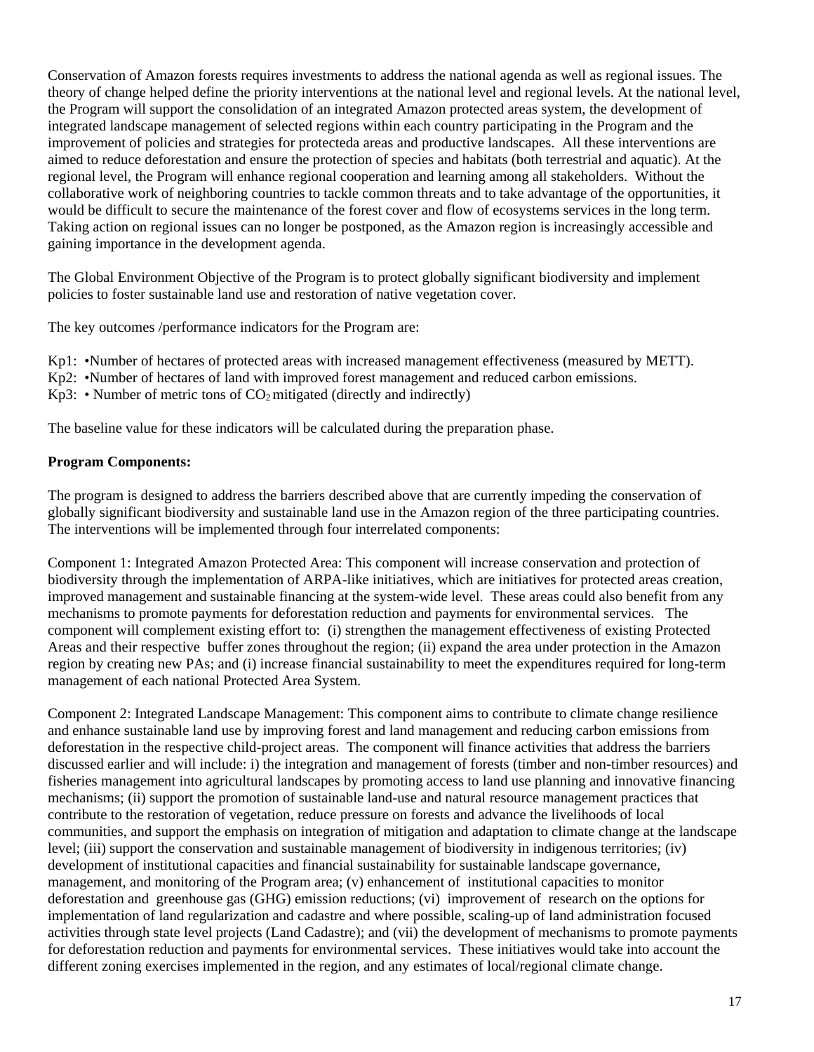Conservation of Amazon forests requires investments to address the national agenda as well as regional issues. The theory of change helped define the priority interventions at the national level and regional levels. At the national level, the Program will support the consolidation of an integrated Amazon protected areas system, the development of integrated landscape management of selected regions within each country participating in the Program and the improvement of policies and strategies for protecteda areas and productive landscapes. All these interventions are aimed to reduce deforestation and ensure the protection of species and habitats (both terrestrial and aquatic). At the regional level, the Program will enhance regional cooperation and learning among all stakeholders. Without the collaborative work of neighboring countries to tackle common threats and to take advantage of the opportunities, it would be difficult to secure the maintenance of the forest cover and flow of ecosystems services in the long term. Taking action on regional issues can no longer be postponed, as the Amazon region is increasingly accessible and gaining importance in the development agenda.

The Global Environment Objective of the Program is to protect globally significant biodiversity and implement policies to foster sustainable land use and restoration of native vegetation cover.

The key outcomes /performance indicators for the Program are:

Kp1: •Number of hectares of protected areas with increased management effectiveness (measured by METT).
Kp2: •Number of hectares of land with improved forest management and reduced carbon emissions.
Kp3: • Number of metric tons of $CO_2$ mitigated (directly and indirectly)

The baseline value for these indicators will be calculated during the preparation phase.

**Program Components:**

The program is designed to address the barriers described above that are currently impeding the conservation of globally significant biodiversity and sustainable land use in the Amazon region of the three participating countries. The interventions will be implemented through four interrelated components:

Component 1: Integrated Amazon Protected Area: This component will increase conservation and protection of biodiversity through the implementation of ARPA-like initiatives, which are initiatives for protected areas creation, improved management and sustainable financing at the system-wide level. These areas could also benefit from any mechanisms to promote payments for deforestation reduction and payments for environmental services. The component will complement existing effort to: (i) strengthen the management effectiveness of existing Protected Areas and their respective buffer zones throughout the region; (ii) expand the area under protection in the Amazon region by creating new PAs; and (i) increase financial sustainability to meet the expenditures required for long-term management of each national Protected Area System.

Component 2: Integrated Landscape Management: This component aims to contribute to climate change resilience and enhance sustainable land use by improving forest and land management and reducing carbon emissions from deforestation in the respective child-project areas. The component will finance activities that address the barriers discussed earlier and will include: i) the integration and management of forests (timber and non-timber resources) and fisheries management into agricultural landscapes by promoting access to land use planning and innovative financing mechanisms; (ii) support the promotion of sustainable land-use and natural resource management practices that contribute to the restoration of vegetation, reduce pressure on forests and advance the livelihoods of local communities, and support the emphasis on integration of mitigation and adaptation to climate change at the landscape level; (iii) support the conservation and sustainable management of biodiversity in indigenous territories; (iv) development of institutional capacities and financial sustainability for sustainable landscape governance, management, and monitoring of the Program area; (v) enhancement of institutional capacities to monitor deforestation and greenhouse gas (GHG) emission reductions; (vi) improvement of research on the options for implementation of land regularization and cadastre and where possible, scaling-up of land administration focused activities through state level projects (Land Cadastre); and (vii) the development of mechanisms to promote payments for deforestation reduction and payments for environmental services. These initiatives would take into account the different zoning exercises implemented in the region, and any estimates of local/regional climate change.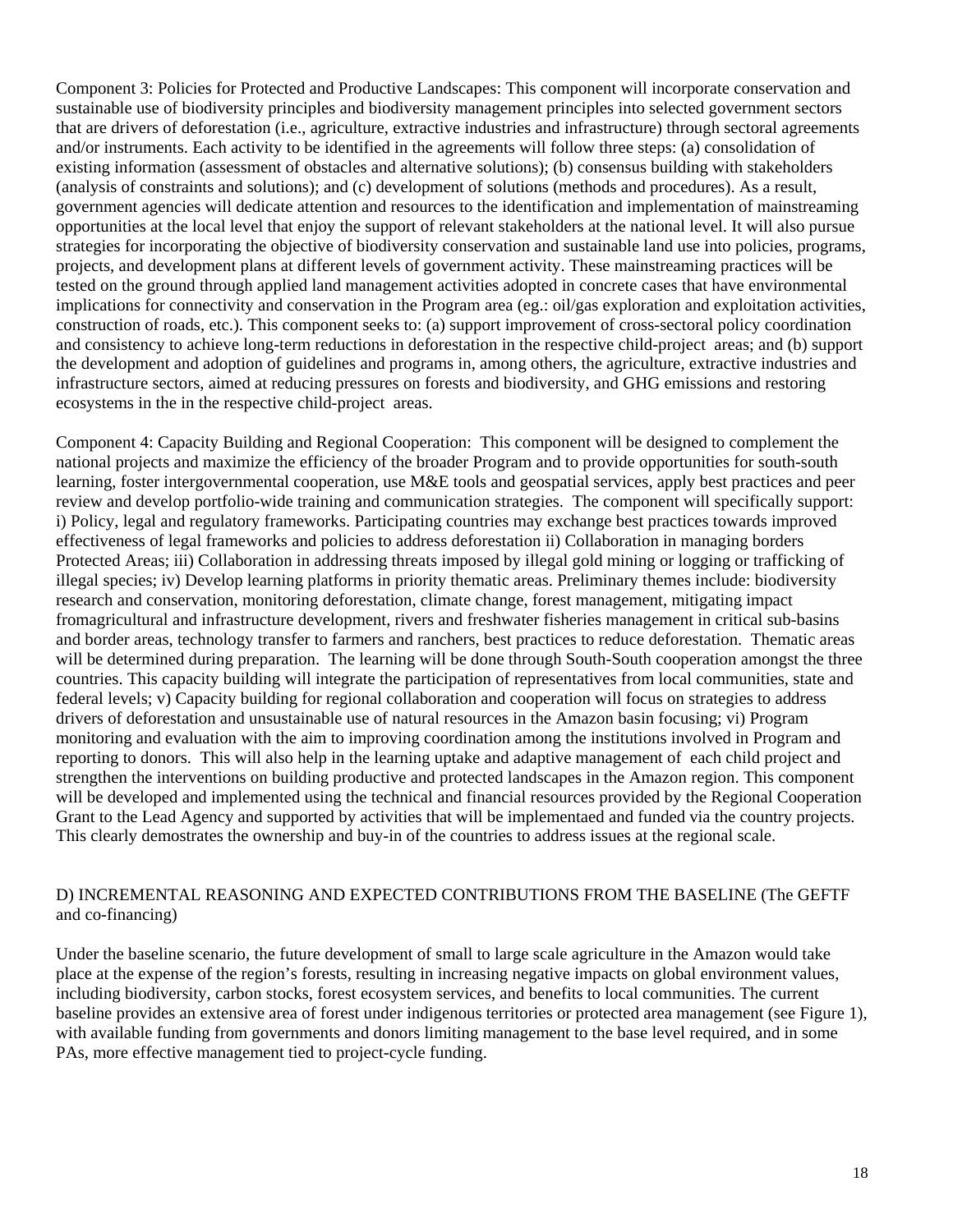Component 3: Policies for Protected and Productive Landscapes: This component will incorporate conservation and sustainable use of biodiversity principles and biodiversity management principles into selected government sectors that are drivers of deforestation (i.e., agriculture, extractive industries and infrastructure) through sectoral agreements and/or instruments. Each activity to be identified in the agreements will follow three steps: (a) consolidation of existing information (assessment of obstacles and alternative solutions); (b) consensus building with stakeholders (analysis of constraints and solutions); and (c) development of solutions (methods and procedures). As a result, government agencies will dedicate attention and resources to the identification and implementation of mainstreaming opportunities at the local level that enjoy the support of relevant stakeholders at the national level. It will also pursue strategies for incorporating the objective of biodiversity conservation and sustainable land use into policies, programs, projects, and development plans at different levels of government activity. These mainstreaming practices will be tested on the ground through applied land management activities adopted in concrete cases that have environmental implications for connectivity and conservation in the Program area (eg.: oil/gas exploration and exploitation activities, construction of roads, etc.). This component seeks to: (a) support improvement of cross-sectoral policy coordination and consistency to achieve long-term reductions in deforestation in the respective child-project areas; and (b) support the development and adoption of guidelines and programs in, among others, the agriculture, extractive industries and infrastructure sectors, aimed at reducing pressures on forests and biodiversity, and GHG emissions and restoring ecosystems in the in the respective child-project areas.

Component 4: Capacity Building and Regional Cooperation: This component will be designed to complement the national projects and maximize the efficiency of the broader Program and to provide opportunities for south-south learning, foster intergovernmental cooperation, use M&E tools and geospatial services, apply best practices and peer review and develop portfolio-wide training and communication strategies. The component will specifically support: i) Policy, legal and regulatory frameworks. Participating countries may exchange best practices towards improved effectiveness of legal frameworks and policies to address deforestation ii) Collaboration in managing borders Protected Areas; iii) Collaboration in addressing threats imposed by illegal gold mining or logging or trafficking of illegal species; iv) Develop learning platforms in priority thematic areas. Preliminary themes include: biodiversity research and conservation, monitoring deforestation, climate change, forest management, mitigating impact fromagricultural and infrastructure development, rivers and freshwater fisheries management in critical sub-basins and border areas, technology transfer to farmers and ranchers, best practices to reduce deforestation. Thematic areas will be determined during preparation. The learning will be done through South-South cooperation amongst the three countries. This capacity building will integrate the participation of representatives from local communities, state and federal levels; v) Capacity building for regional collaboration and cooperation will focus on strategies to address drivers of deforestation and unsustainable use of natural resources in the Amazon basin focusing; vi) Program monitoring and evaluation with the aim to improving coordination among the institutions involved in Program and reporting to donors. This will also help in the learning uptake and adaptive management of each child project and strengthen the interventions on building productive and protected landscapes in the Amazon region. This component will be developed and implemented using the technical and financial resources provided by the Regional Cooperation Grant to the Lead Agency and supported by activities that will be implementaed and funded via the country projects. This clearly demostrates the ownership and buy-in of the countries to address issues at the regional scale.

D) INCREMENTAL REASONING AND EXPECTED CONTRIBUTIONS FROM THE BASELINE (The GEFTF and co-financing)

Under the baseline scenario, the future development of small to large scale agriculture in the Amazon would take place at the expense of the region's forests, resulting in increasing negative impacts on global environment values, including biodiversity, carbon stocks, forest ecosystem services, and benefits to local communities. The current baseline provides an extensive area of forest under indigenous territories or protected area management (see Figure 1), with available funding from governments and donors limiting management to the base level required, and in some PAs, more effective management tied to project-cycle funding.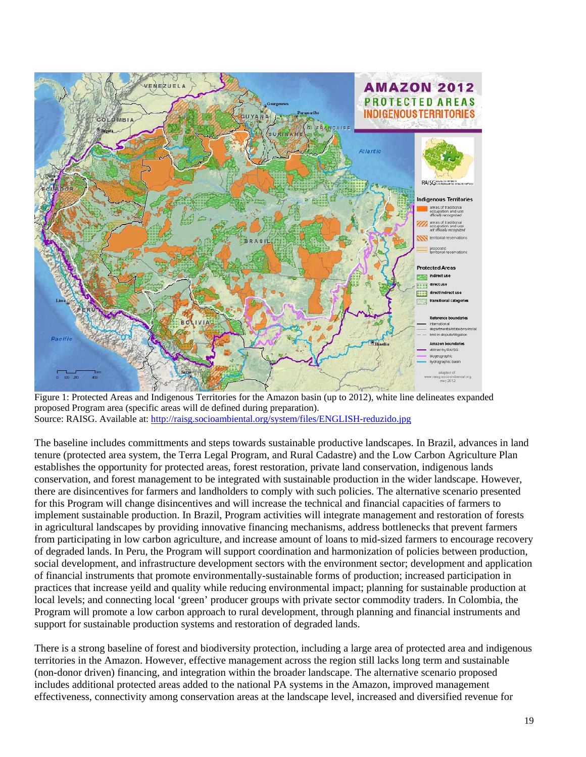Figure 1: Protected Areas and Indigenous Territories for the Amazon basin (up to 2012), white line delineates expanded proposed Program area (specific areas will de defined during preparation).
Source: RAISG. Available at: http://raisg.socioambiental.org/system/files/ENGLISH-reduzido.jpg

The baseline includes committments and steps towards sustainable productive landscapes. In Brazil, advances in land tenure (protected area system, the Terra Legal Program, and Rural Cadastre) and the Low Carbon Agriculture Plan establishes the opportunity for protected areas, forest restoration, private land conservation, indigenous lands conservation, and forest management to be integrated with sustainable production in the wider landscape. However, there are disincentives for farmers and landholders to comply with such policies. The alternative scenario presented for this Program will change disincentives and will increase the technical and financial capacities of farmers to implement sustainable production. In Brazil, Program activities will integrate management and restoration of forests in agricultural landscapes by providing innovative financing mechanisms, address bottlenecks that prevent farmers from participating in low carbon agriculture, and increase amount of loans to mid-sized farmers to encourage recovery of degraded lands. In Peru, the Program will support coordination and harmonization of policies between production, social development, and infrastructure development sectors with the environment sector; development and application of financial instruments that promote environmentally-sustainable forms of production; increased participation in practices that increase yeild and quality while reducing environmental impact; planning for sustainable production at local levels; and connecting local 'green' producer groups with private sector commodity traders. In Colombia, the Program will promote a low carbon approach to rural development, through planning and financial instruments and support for sustainable production systems and restoration of degraded lands.

There is a strong baseline of forest and biodiversity protection, including a large area of protected area and indigenous territories in the Amazon. However, effective management across the region still lacks long term and sustainable (non-donor driven) financing, and integration within the broader landscape. The alternative scenario proposed includes additional protected areas added to the national PA systems in the Amazon, improved management effectiveness, connectivity among conservation areas at the landscape level, increased and diversified revenue for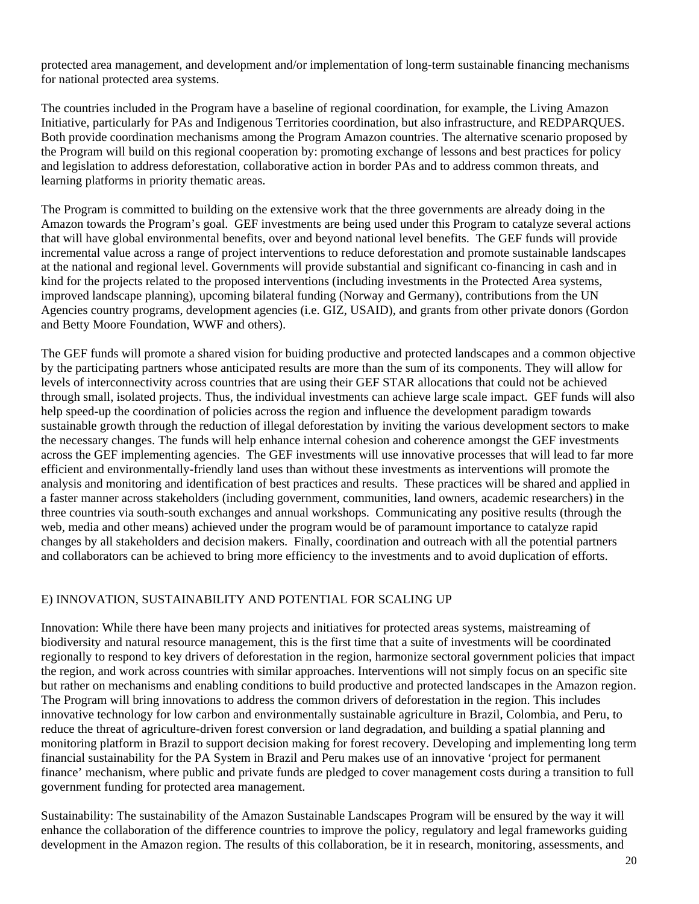protected area management, and development and/or implementation of long-term sustainable financing mechanisms for national protected area systems.

The countries included in the Program have a baseline of regional coordination, for example, the Living Amazon Initiative, particularly for PAs and Indigenous Territories coordination, but also infrastructure, and REDPARQUES. Both provide coordination mechanisms among the Program Amazon countries. The alternative scenario proposed by the Program will build on this regional cooperation by: promoting exchange of lessons and best practices for policy and legislation to address deforestation, collaborative action in border PAs and to address common threats, and learning platforms in priority thematic areas.

The Program is committed to building on the extensive work that the three governments are already doing in the Amazon towards the Program's goal. GEF investments are being used under this Program to catalyze several actions that will have global environmental benefits, over and beyond national level benefits. The GEF funds will provide incremental value across a range of project interventions to reduce deforestation and promote sustainable landscapes at the national and regional level. Governments will provide substantial and significant co-financing in cash and in kind for the projects related to the proposed interventions (including investments in the Protected Area systems, improved landscape planning), upcoming bilateral funding (Norway and Germany), contributions from the UN Agencies country programs, development agencies (i.e. GIZ, USAID), and grants from other private donors (Gordon and Betty Moore Foundation, WWF and others).

The GEF funds will promote a shared vision for buiding productive and protected landscapes and a common objective by the participating partners whose anticipated results are more than the sum of its components. They will allow for levels of interconnectivity across countries that are using their GEF STAR allocations that could not be achieved through small, isolated projects. Thus, the individual investments can achieve large scale impact. GEF funds will also help speed-up the coordination of policies across the region and influence the development paradigm towards sustainable growth through the reduction of illegal deforestation by inviting the various development sectors to make the necessary changes. The funds will help enhance internal cohesion and coherence amongst the GEF investments across the GEF implementing agencies. The GEF investments will use innovative processes that will lead to far more efficient and environmentally-friendly land uses than without these investments as interventions will promote the analysis and monitoring and identification of best practices and results. These practices will be shared and applied in a faster manner across stakeholders (including government, communities, land owners, academic researchers) in the three countries via south-south exchanges and annual workshops. Communicating any positive results (through the web, media and other means) achieved under the program would be of paramount importance to catalyze rapid changes by all stakeholders and decision makers. Finally, coordination and outreach with all the potential partners and collaborators can be achieved to bring more efficiency to the investments and to avoid duplication of efforts.

## E) INNOVATION, SUSTAINABILITY AND POTENTIAL FOR SCALING UP

Innovation: While there have been many projects and initiatives for protected areas systems, maistreaming of biodiversity and natural resource management, this is the first time that a suite of investments will be coordinated regionally to respond to key drivers of deforestation in the region, harmonize sectoral government policies that impact the region, and work across countries with similar approaches. Interventions will not simply focus on an specific site but rather on mechanisms and enabling conditions to build productive and protected landscapes in the Amazon region. The Program will bring innovations to address the common drivers of deforestation in the region. This includes innovative technology for low carbon and environmentally sustainable agriculture in Brazil, Colombia, and Peru, to reduce the threat of agriculture-driven forest conversion or land degradation, and building a spatial planning and monitoring platform in Brazil to support decision making for forest recovery. Developing and implementing long term financial sustainability for the PA System in Brazil and Peru makes use of an innovative 'project for permanent finance' mechanism, where public and private funds are pledged to cover management costs during a transition to full government funding for protected area management.

Sustainability: The sustainability of the Amazon Sustainable Landscapes Program will be ensured by the way it will enhance the collaboration of the difference countries to improve the policy, regulatory and legal frameworks guiding development in the Amazon region. The results of this collaboration, be it in research, monitoring, assessments, and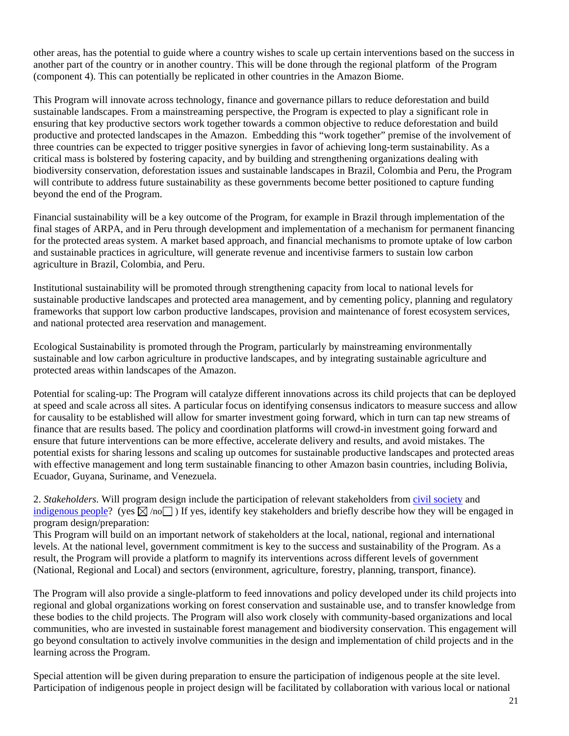other areas, has the potential to guide where a country wishes to scale up certain interventions based on the success in another part of the country or in another country. This will be done through the regional platform of the Program (component 4). This can potentially be replicated in other countries in the Amazon Biome.

This Program will innovate across technology, finance and governance pillars to reduce deforestation and build sustainable landscapes. From a mainstreaming perspective, the Program is expected to play a significant role in ensuring that key productive sectors work together towards a common objective to reduce deforestation and build productive and protected landscapes in the Amazon. Embedding this "work together" premise of the involvement of three countries can be expected to trigger positive synergies in favor of achieving long-term sustainability. As a critical mass is bolstered by fostering capacity, and by building and strengthening organizations dealing with biodiversity conservation, deforestation issues and sustainable landscapes in Brazil, Colombia and Peru, the Program will contribute to address future sustainability as these governments become better positioned to capture funding beyond the end of the Program.

Financial sustainability will be a key outcome of the Program, for example in Brazil through implementation of the final stages of ARPA, and in Peru through development and implementation of a mechanism for permanent financing for the protected areas system. A market based approach, and financial mechanisms to promote uptake of low carbon and sustainable practices in agriculture, will generate revenue and incentivise farmers to sustain low carbon agriculture in Brazil, Colombia, and Peru.

Institutional sustainability will be promoted through strengthening capacity from local to national levels for sustainable productive landscapes and protected area management, and by cementing policy, planning and regulatory frameworks that support low carbon productive landscapes, provision and maintenance of forest ecosystem services, and national protected area reservation and management.

Ecological Sustainability is promoted through the Program, particularly by mainstreaming environmentally sustainable and low carbon agriculture in productive landscapes, and by integrating sustainable agriculture and protected areas within landscapes of the Amazon.

Potential for scaling-up: The Program will catalyze different innovations across its child projects that can be deployed at speed and scale across all sites. A particular focus on identifying consensus indicators to measure success and allow for causality to be established will allow for smarter investment going forward, which in turn can tap new streams of finance that are results based. The policy and coordination platforms will crowd-in investment going forward and ensure that future interventions can be more effective, accelerate delivery and results, and avoid mistakes. The potential exists for sharing lessons and scaling up outcomes for sustainable productive landscapes and protected areas with effective management and long term sustainable financing to other Amazon basin countries, including Bolivia, Ecuador, Guyana, Suriname, and Venezuela.

2. *Stakeholders.* Will program design include the participation of relevant stakeholders from civil society and indigenous people? (yes ☒ /no☐ ) If yes, identify key stakeholders and briefly describe how they will be engaged in program design/preparation:

This Program will build on an important network of stakeholders at the local, national, regional and international levels. At the national level, government commitment is key to the success and sustainability of the Program. As a result, the Program will provide a platform to magnify its interventions across different levels of government (National, Regional and Local) and sectors (environment, agriculture, forestry, planning, transport, finance).

The Program will also provide a single-platform to feed innovations and policy developed under its child projects into regional and global organizations working on forest conservation and sustainable use, and to transfer knowledge from these bodies to the child projects. The Program will also work closely with community-based organizations and local communities, who are invested in sustainable forest management and biodiversity conservation. This engagement will go beyond consultation to actively involve communities in the design and implementation of child projects and in the learning across the Program.

Special attention will be given during preparation to ensure the participation of indigenous people at the site level. Participation of indigenous people in project design will be facilitated by collaboration with various local or national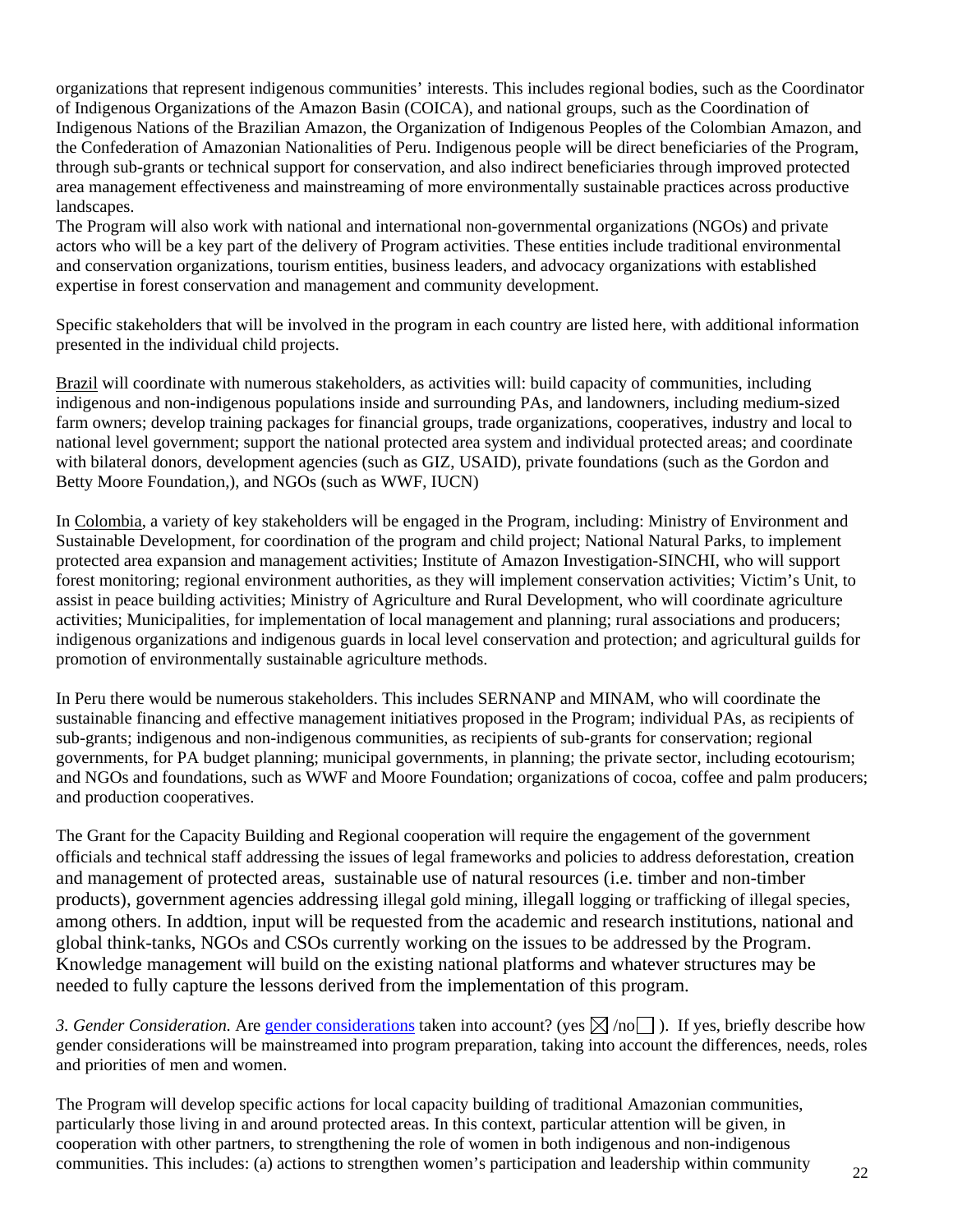organizations that represent indigenous communities' interests. This includes regional bodies, such as the Coordinator of Indigenous Organizations of the Amazon Basin (COICA), and national groups, such as the Coordination of Indigenous Nations of the Brazilian Amazon, the Organization of Indigenous Peoples of the Colombian Amazon, and the Confederation of Amazonian Nationalities of Peru. Indigenous people will be direct beneficiaries of the Program, through sub-grants or technical support for conservation, and also indirect beneficiaries through improved protected area management effectiveness and mainstreaming of more environmentally sustainable practices across productive landscapes.
The Program will also work with national and international non-governmental organizations (NGOs) and private actors who will be a key part of the delivery of Program activities. These entities include traditional environmental and conservation organizations, tourism entities, business leaders, and advocacy organizations with established expertise in forest conservation and management and community development.

Specific stakeholders that will be involved in the program in each country are listed here, with additional information presented in the individual child projects.

Brazil will coordinate with numerous stakeholders, as activities will: build capacity of communities, including indigenous and non-indigenous populations inside and surrounding PAs, and landowners, including medium-sized farm owners; develop training packages for financial groups, trade organizations, cooperatives, industry and local to national level government; support the national protected area system and individual protected areas; and coordinate with bilateral donors, development agencies (such as GIZ, USAID), private foundations (such as the Gordon and Betty Moore Foundation,), and NGOs (such as WWF, IUCN)

In Colombia, a variety of key stakeholders will be engaged in the Program, including: Ministry of Environment and Sustainable Development, for coordination of the program and child project; National Natural Parks, to implement protected area expansion and management activities; Institute of Amazon Investigation-SINCHI, who will support forest monitoring; regional environment authorities, as they will implement conservation activities; Victim's Unit, to assist in peace building activities; Ministry of Agriculture and Rural Development, who will coordinate agriculture activities; Municipalities, for implementation of local management and planning; rural associations and producers; indigenous organizations and indigenous guards in local level conservation and protection; and agricultural guilds for promotion of environmentally sustainable agriculture methods.

In Peru there would be numerous stakeholders. This includes SERNANP and MINAM, who will coordinate the sustainable financing and effective management initiatives proposed in the Program; individual PAs, as recipients of sub-grants; indigenous and non-indigenous communities, as recipients of sub-grants for conservation; regional governments, for PA budget planning; municipal governments, in planning; the private sector, including ecotourism; and NGOs and foundations, such as WWF and Moore Foundation; organizations of cocoa, coffee and palm producers; and production cooperatives.

The Grant for the Capacity Building and Regional cooperation will require the engagement of the government officials and technical staff addressing the issues of legal frameworks and policies to address deforestation, creation and management of protected areas, sustainable use of natural resources (i.e. timber and non-timber products), government agencies addressing illegal gold mining, illegall logging or trafficking of illegal species, among others. In addtion, input will be requested from the academic and research institutions, national and global think-tanks, NGOs and CSOs currently working on the issues to be addressed by the Program. Knowledge management will build on the existing national platforms and whatever structures may be needed to fully capture the lessons derived from the implementation of this program.

*3. Gender Consideration.* Are gender considerations taken into account? (yes ☒ /no ☐ ). If yes, briefly describe how gender considerations will be mainstreamed into program preparation, taking into account the differences, needs, roles and priorities of men and women.

The Program will develop specific actions for local capacity building of traditional Amazonian communities, particularly those living in and around protected areas. In this context, particular attention will be given, in cooperation with other partners, to strengthening the role of women in both indigenous and non-indigenous communities. This includes: (a) actions to strengthen women's participation and leadership within community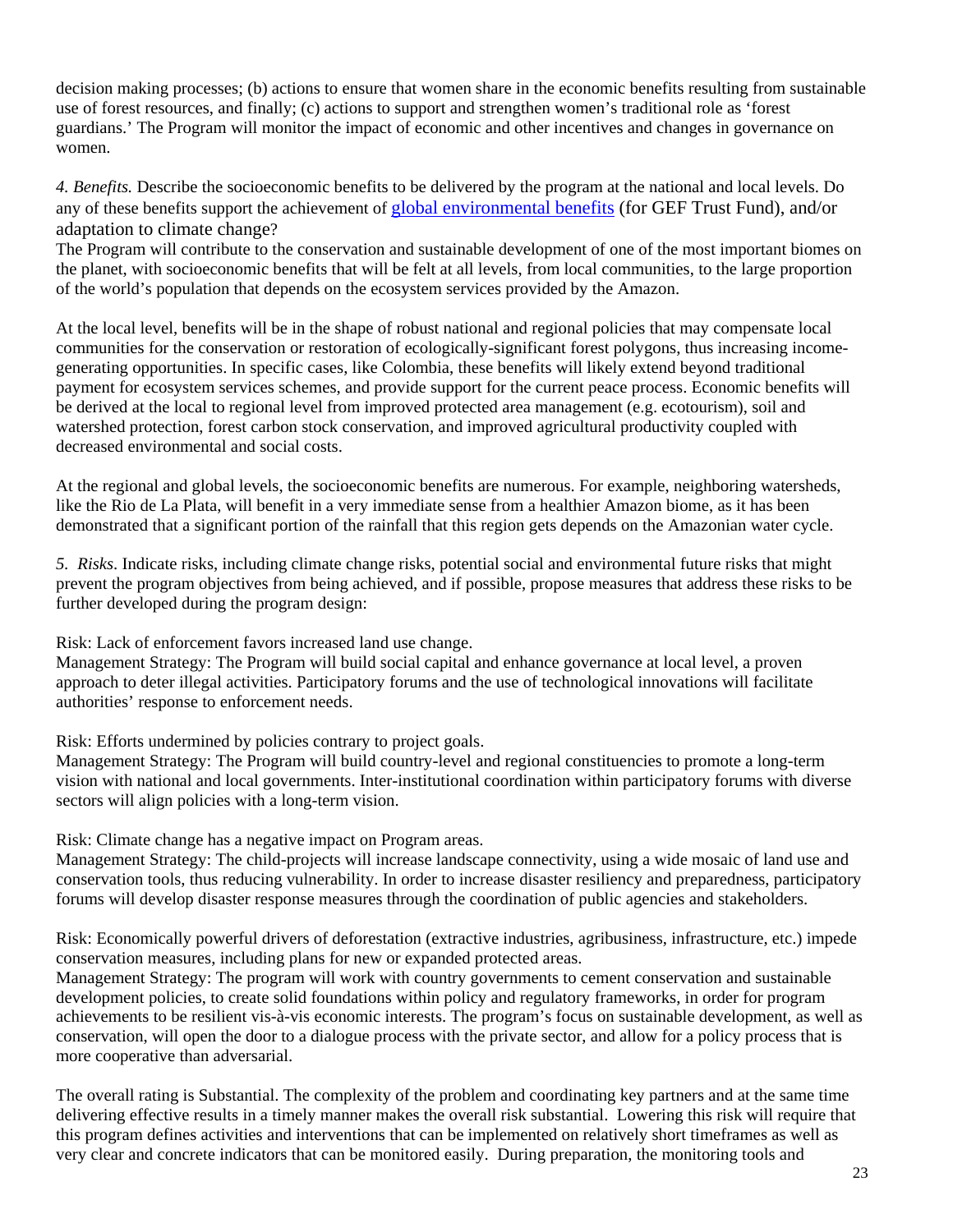decision making processes; (b) actions to ensure that women share in the economic benefits resulting from sustainable use of forest resources, and finally; (c) actions to support and strengthen women's traditional role as 'forest guardians.' The Program will monitor the impact of economic and other incentives and changes in governance on women.

*4. Benefits.* Describe the socioeconomic benefits to be delivered by the program at the national and local levels. Do any of these benefits support the achievement of [global environmental benefits](#) (for GEF Trust Fund), and/or adaptation to climate change?

The Program will contribute to the conservation and sustainable development of one of the most important biomes on the planet, with socioeconomic benefits that will be felt at all levels, from local communities, to the large proportion of the world's population that depends on the ecosystem services provided by the Amazon.

At the local level, benefits will be in the shape of robust national and regional policies that may compensate local communities for the conservation or restoration of ecologically-significant forest polygons, thus increasing income-generating opportunities. In specific cases, like Colombia, these benefits will likely extend beyond traditional payment for ecosystem services schemes, and provide support for the current peace process. Economic benefits will be derived at the local to regional level from improved protected area management (e.g. ecotourism), soil and watershed protection, forest carbon stock conservation, and improved agricultural productivity coupled with decreased environmental and social costs.

At the regional and global levels, the socioeconomic benefits are numerous. For example, neighboring watersheds, like the Rio de La Plata, will benefit in a very immediate sense from a healthier Amazon biome, as it has been demonstrated that a significant portion of the rainfall that this region gets depends on the Amazonian water cycle.

*5. Risks*. Indicate risks, including climate change risks, potential social and environmental future risks that might prevent the program objectives from being achieved, and if possible, propose measures that address these risks to be further developed during the program design:

Risk: Lack of enforcement favors increased land use change.
Management Strategy: The Program will build social capital and enhance governance at local level, a proven approach to deter illegal activities. Participatory forums and the use of technological innovations will facilitate authorities' response to enforcement needs.

Risk: Efforts undermined by policies contrary to project goals.
Management Strategy: The Program will build country-level and regional constituencies to promote a long-term vision with national and local governments. Inter-institutional coordination within participatory forums with diverse sectors will align policies with a long-term vision.

Risk: Climate change has a negative impact on Program areas.
Management Strategy: The child-projects will increase landscape connectivity, using a wide mosaic of land use and conservation tools, thus reducing vulnerability. In order to increase disaster resiliency and preparedness, participatory forums will develop disaster response measures through the coordination of public agencies and stakeholders.

Risk: Economically powerful drivers of deforestation (extractive industries, agribusiness, infrastructure, etc.) impede conservation measures, including plans for new or expanded protected areas.
Management Strategy: The program will work with country governments to cement conservation and sustainable development policies, to create solid foundations within policy and regulatory frameworks, in order for program achievements to be resilient vis-à-vis economic interests. The program's focus on sustainable development, as well as conservation, will open the door to a dialogue process with the private sector, and allow for a policy process that is more cooperative than adversarial.

The overall rating is Substantial. The complexity of the problem and coordinating key partners and at the same time delivering effective results in a timely manner makes the overall risk substantial. Lowering this risk will require that this program defines activities and interventions that can be implemented on relatively short timeframes as well as very clear and concrete indicators that can be monitored easily. During preparation, the monitoring tools and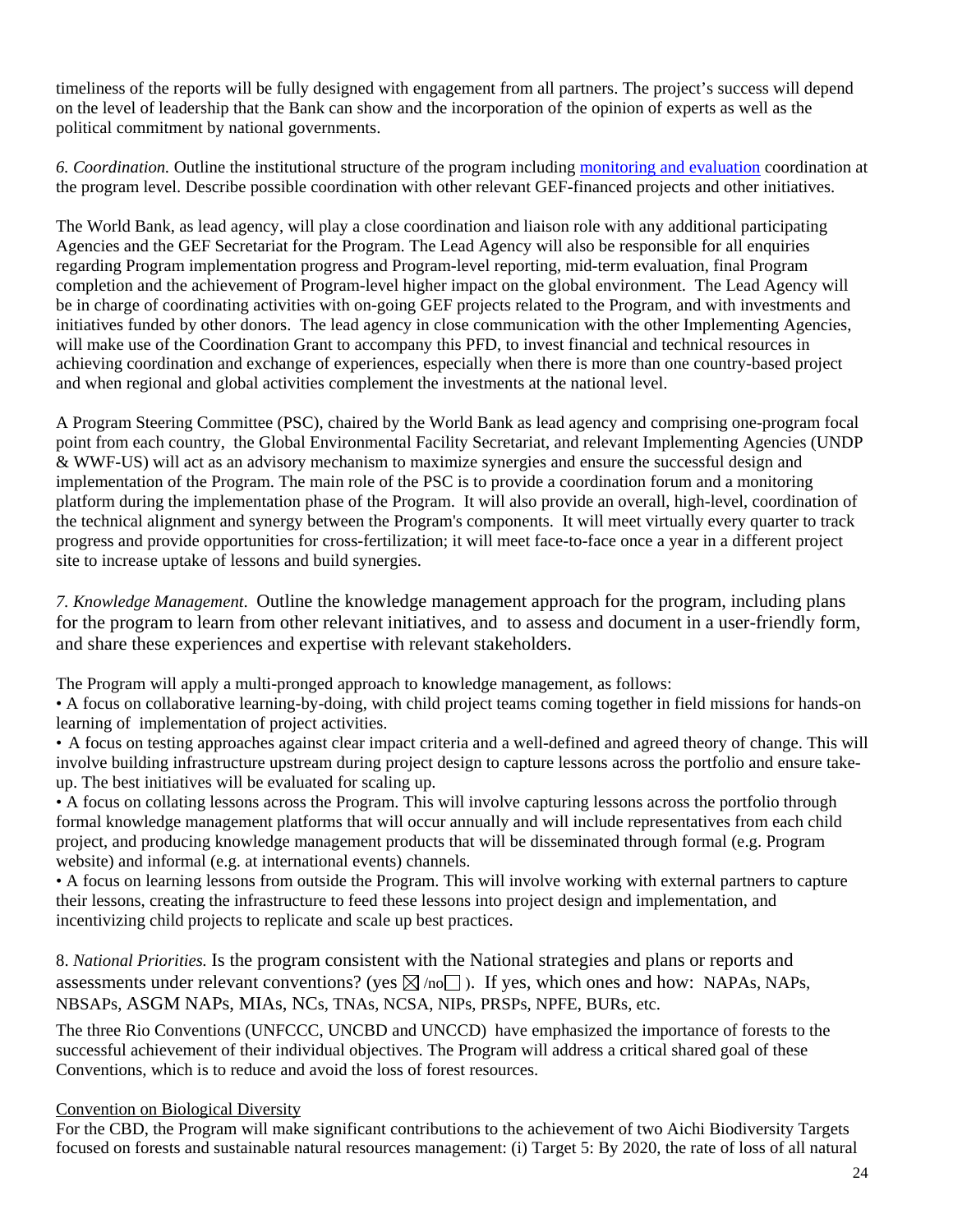timeliness of the reports will be fully designed with engagement from all partners. The project's success will depend on the level of leadership that the Bank can show and the incorporation of the opinion of experts as well as the political commitment by national governments.

*6. Coordination.* Outline the institutional structure of the program including monitoring and evaluation coordination at the program level. Describe possible coordination with other relevant GEF-financed projects and other initiatives.

The World Bank, as lead agency, will play a close coordination and liaison role with any additional participating Agencies and the GEF Secretariat for the Program. The Lead Agency will also be responsible for all enquiries regarding Program implementation progress and Program-level reporting, mid-term evaluation, final Program completion and the achievement of Program-level higher impact on the global environment. The Lead Agency will be in charge of coordinating activities with on-going GEF projects related to the Program, and with investments and initiatives funded by other donors. The lead agency in close communication with the other Implementing Agencies, will make use of the Coordination Grant to accompany this PFD, to invest financial and technical resources in achieving coordination and exchange of experiences, especially when there is more than one country-based project and when regional and global activities complement the investments at the national level.

A Program Steering Committee (PSC), chaired by the World Bank as lead agency and comprising one-program focal point from each country, the Global Environmental Facility Secretariat, and relevant Implementing Agencies (UNDP & WWF-US) will act as an advisory mechanism to maximize synergies and ensure the successful design and implementation of the Program. The main role of the PSC is to provide a coordination forum and a monitoring platform during the implementation phase of the Program. It will also provide an overall, high-level, coordination of the technical alignment and synergy between the Program's components. It will meet virtually every quarter to track progress and provide opportunities for cross-fertilization; it will meet face-to-face once a year in a different project site to increase uptake of lessons and build synergies.

*7. Knowledge Management.* Outline the knowledge management approach for the program, including plans for the program to learn from other relevant initiatives, and to assess and document in a user-friendly form, and share these experiences and expertise with relevant stakeholders.

The Program will apply a multi-pronged approach to knowledge management, as follows:

- A focus on collaborative learning-by-doing, with child project teams coming together in field missions for hands-on learning of implementation of project activities.
- A focus on testing approaches against clear impact criteria and a well-defined and agreed theory of change. This will involve building infrastructure upstream during project design to capture lessons across the portfolio and ensure take-up. The best initiatives will be evaluated for scaling up.
- A focus on collating lessons across the Program. This will involve capturing lessons across the portfolio through formal knowledge management platforms that will occur annually and will include representatives from each child project, and producing knowledge management products that will be disseminated through formal (e.g. Program website) and informal (e.g. at international events) channels.
- A focus on learning lessons from outside the Program. This will involve working with external partners to capture their lessons, creating the infrastructure to feed these lessons into project design and implementation, and incentivizing child projects to replicate and scale up best practices.

8. *National Priorities.* Is the program consistent with the National strategies and plans or reports and assessments under relevant conventions? (yes ☒ /no☐ ). If yes, which ones and how: NAPAs, NAPs, NBSAPs, ASGM NAPs, MIAs, NCs, TNAs, NCSA, NIPs, PRSPs, NPFE, BURs, etc.

The three Rio Conventions (UNFCCC, UNCBD and UNCCD) have emphasized the importance of forests to the successful achievement of their individual objectives. The Program will address a critical shared goal of these Conventions, which is to reduce and avoid the loss of forest resources.

Convention on Biological Diversity

For the CBD, the Program will make significant contributions to the achievement of two Aichi Biodiversity Targets focused on forests and sustainable natural resources management: (i) Target 5: By 2020, the rate of loss of all natural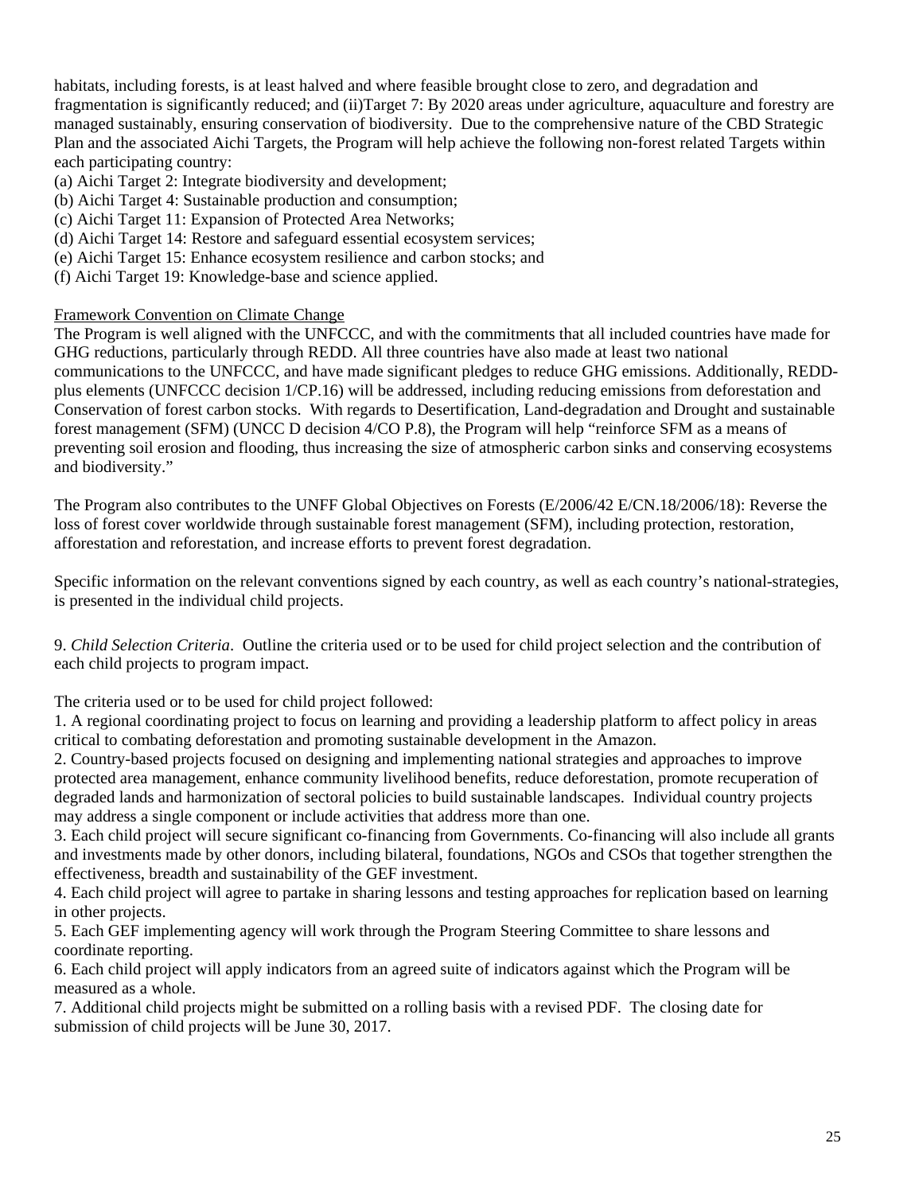habitats, including forests, is at least halved and where feasible brought close to zero, and degradation and fragmentation is significantly reduced; and (ii)Target 7: By 2020 areas under agriculture, aquaculture and forestry are managed sustainably, ensuring conservation of biodiversity. Due to the comprehensive nature of the CBD Strategic Plan and the associated Aichi Targets, the Program will help achieve the following non-forest related Targets within each participating country:

(a) Aichi Target 2: Integrate biodiversity and development;
(b) Aichi Target 4: Sustainable production and consumption;
(c) Aichi Target 11: Expansion of Protected Area Networks;
(d) Aichi Target 14: Restore and safeguard essential ecosystem services;
(e) Aichi Target 15: Enhance ecosystem resilience and carbon stocks; and
(f) Aichi Target 19: Knowledge-base and science applied.

<u>Framework Convention on Climate Change</u>

The Program is well aligned with the UNFCCC, and with the commitments that all included countries have made for GHG reductions, particularly through REDD. All three countries have also made at least two national communications to the UNFCCC, and have made significant pledges to reduce GHG emissions. Additionally, REDD-plus elements (UNFCCC decision 1/CP.16) will be addressed, including reducing emissions from deforestation and Conservation of forest carbon stocks. With regards to Desertification, Land-degradation and Drought and sustainable forest management (SFM) (UNCC D decision 4/CO P.8), the Program will help "reinforce SFM as a means of preventing soil erosion and flooding, thus increasing the size of atmospheric carbon sinks and conserving ecosystems and biodiversity."

The Program also contributes to the UNFF Global Objectives on Forests (E/2006/42 E/CN.18/2006/18): Reverse the loss of forest cover worldwide through sustainable forest management (SFM), including protection, restoration, afforestation and reforestation, and increase efforts to prevent forest degradation.

Specific information on the relevant conventions signed by each country, as well as each country's national-strategies, is presented in the individual child projects.

9. *Child Selection Criteria*. Outline the criteria used or to be used for child project selection and the contribution of each child projects to program impact.

The criteria used or to be used for child project followed:

1. A regional coordinating project to focus on learning and providing a leadership platform to affect policy in areas critical to combating deforestation and promoting sustainable development in the Amazon.
2. Country-based projects focused on designing and implementing national strategies and approaches to improve protected area management, enhance community livelihood benefits, reduce deforestation, promote recuperation of degraded lands and harmonization of sectoral policies to build sustainable landscapes. Individual country projects may address a single component or include activities that address more than one.
3. Each child project will secure significant co-financing from Governments. Co-financing will also include all grants and investments made by other donors, including bilateral, foundations, NGOs and CSOs that together strengthen the effectiveness, breadth and sustainability of the GEF investment.
4. Each child project will agree to partake in sharing lessons and testing approaches for replication based on learning in other projects.
5. Each GEF implementing agency will work through the Program Steering Committee to share lessons and coordinate reporting.
6. Each child project will apply indicators from an agreed suite of indicators against which the Program will be measured as a whole.
7. Additional child projects might be submitted on a rolling basis with a revised PDF. The closing date for submission of child projects will be June 30, 2017.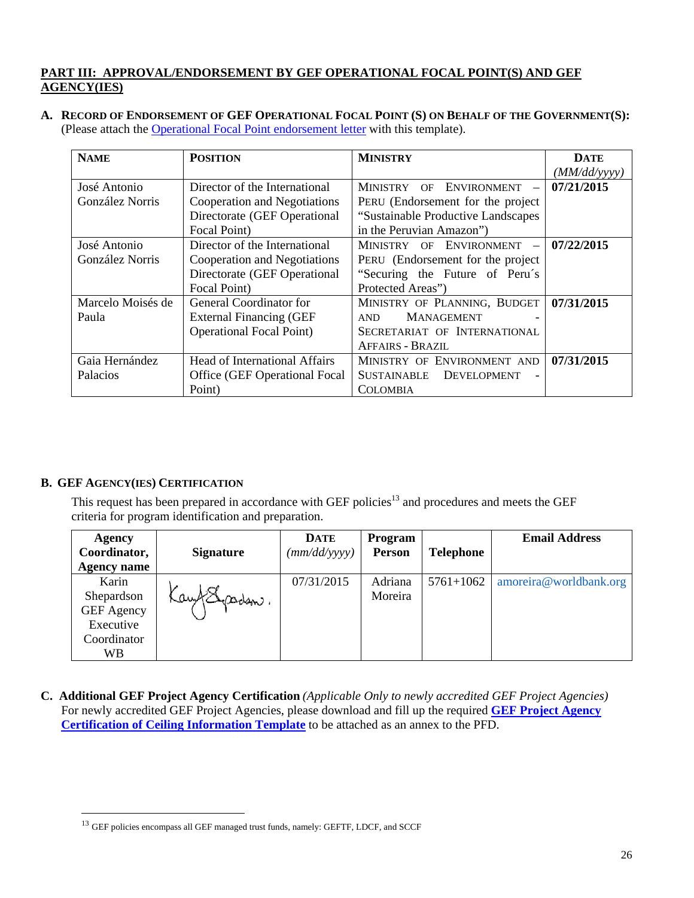## PART III: APPROVAL/ENDORSEMENT BY GEF OPERATIONAL FOCAL POINT(S) AND GEF AGENCY(IES)

**A. RECORD OF ENDORSEMENT OF GEF OPERATIONAL FOCAL POINT (S) ON BEHALF OF THE GOVERNMENT(S):** (Please attach the Operational Focal Point endorsement letter with this template).

| NAME | POSITION | MINISTRY | DATE *(MM/dd/yyyy)* |
|---|---|---|---|
| José Antonio González Norris | Director of the International Cooperation and Negotiations Directorate (GEF Operational Focal Point) | MINISTRY OF ENVIRONMENT – PERU (Endorsement for the project "Sustainable Productive Landscapes in the Peruvian Amazon") | **07/21/2015** |
| José Antonio González Norris | Director of the International Cooperation and Negotiations Directorate (GEF Operational Focal Point) | MINISTRY OF ENVIRONMENT – PERU (Endorsement for the project "Securing the Future of Peru´s Protected Areas") | **07/22/2015** |
| Marcelo Moisés de Paula | General Coordinator for External Financing (GEF Operational Focal Point) | MINISTRY OF PLANNING, BUDGET AND MANAGEMENT - SECRETARIAT OF INTERNATIONAL AFFAIRS - BRAZIL | **07/31/2015** |
| Gaia Hernández Palacios | Head of International Affairs Office (GEF Operational Focal Point) | MINISTRY OF ENVIRONMENT AND SUSTAINABLE DEVELOPMENT - COLOMBIA | **07/31/2015** |

**B. GEF AGENCY(IES) CERTIFICATION**

This request has been prepared in accordance with GEF policies[13] and procedures and meets the GEF criteria for program identification and preparation.

| Agency Coordinator, Agency name | Signature | DATE *(mm/dd/yyyy)* | Program Person | Telephone | Email Address |
|---|---|---|---|---|---|
| Karin Shepardson GEF Agency Executive Coordinator WB | Karin Shepardson | 07/31/2015 | Adriana Moreira | 5761+1062 | amoreira@worldbank.org |

**C. Additional GEF Project Agency Certification** *(Applicable Only to newly accredited GEF Project Agencies)*
For newly accredited GEF Project Agencies, please download and fill up the required **GEF Project Agency Certification of Ceiling Information Template** to be attached as an annex to the PFD.

[13] GEF policies encompass all GEF managed trust funds, namely: GEFTF, LDCF, and SCCF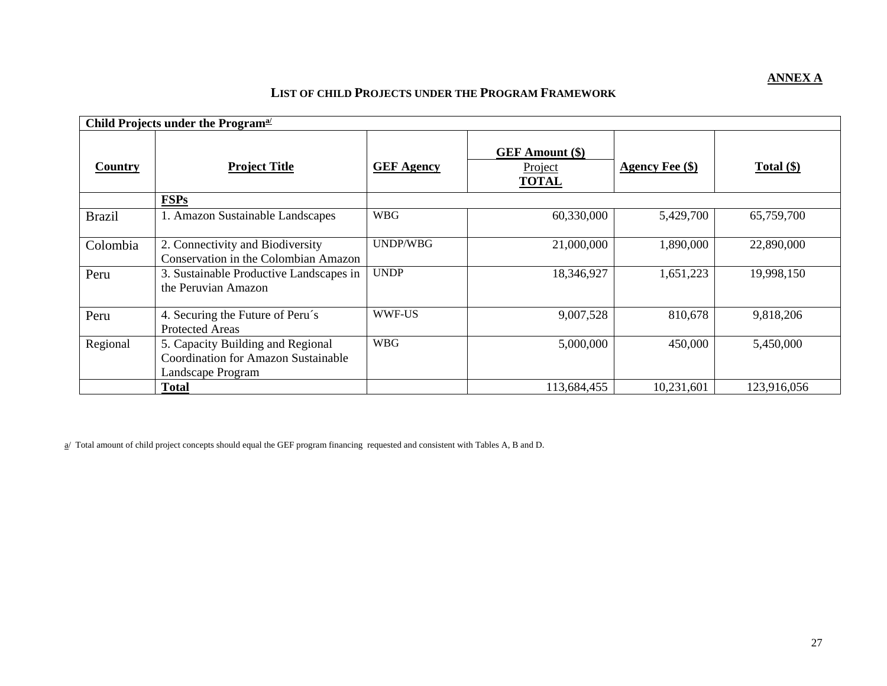**ANNEX A**

## LIST OF CHILD PROJECTS UNDER THE PROGRAM FRAMEWORK

| Child Projects under the Program[a/] | | | | | |
|---|---|---|---|---|---|
| **Country** | **Project Title** | **GEF Agency** | **GEF Amount ($)** Project **TOTAL** | **Agency Fee ($)** | **Total ($)** |
| | **FSPs** | | | | |
| Brazil | 1. Amazon Sustainable Landscapes | WBG | 60,330,000 | 5,429,700 | 65,759,700 |
| Colombia | 2. Connectivity and Biodiversity Conservation in the Colombian Amazon | UNDP/WBG | 21,000,000 | 1,890,000 | 22,890,000 |
| Peru | 3. Sustainable Productive Landscapes in the Peruvian Amazon | UNDP | 18,346,927 | 1,651,223 | 19,998,150 |
| Peru | 4. Securing the Future of Peru´s Protected Areas | WWF-US | 9,007,528 | 810,678 | 9,818,206 |
| Regional | 5. Capacity Building and Regional Coordination for Amazon Sustainable Landscape Program | WBG | 5,000,000 | 450,000 | 5,450,000 |
| | **Total** | | 113,684,455 | 10,231,601 | 123,916,056 |

a/ Total amount of child project concepts should equal the GEF program financing requested and consistent with Tables A, B and D.